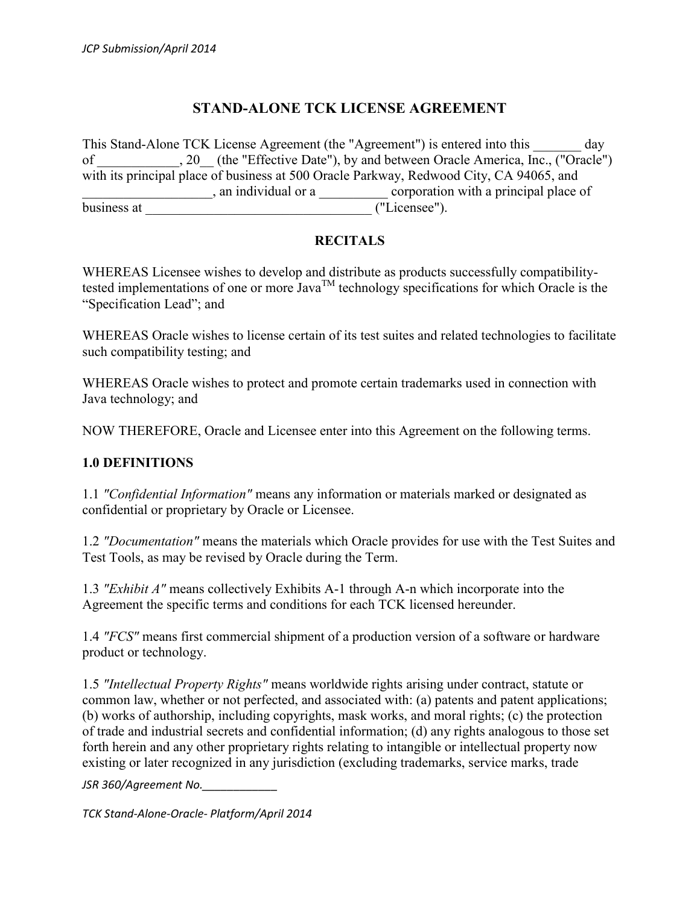# STAND-ALONE TCK LICENSE AGREEMENT

This Stand-Alone TCK License Agreement (the "Agreement") is entered into this _______ day of ____________, 20__ (the "Effective Date"), by and between Oracle America, Inc., ("Oracle") with its principal place of business at 500 Oracle Parkway, Redwood City, CA 94065, and ___________________, an individual or a __________ corporation with a principal place of business at _________________________________ ("Licensee").

## RECITALS

WHEREAS Licensee wishes to develop and distribute as products successfully compatibility-tested implementations of one or more Java™ technology specifications for which Oracle is the "Specification Lead"; and

WHEREAS Oracle wishes to license certain of its test suites and related technologies to facilitate such compatibility testing; and

WHEREAS Oracle wishes to protect and promote certain trademarks used in connection with Java technology; and

NOW THEREFORE, Oracle and Licensee enter into this Agreement on the following terms.

## 1.0 DEFINITIONS

1.1 *"Confidential Information"* means any information or materials marked or designated as confidential or proprietary by Oracle or Licensee.

1.2 *"Documentation"* means the materials which Oracle provides for use with the Test Suites and Test Tools, as may be revised by Oracle during the Term.

1.3 *"Exhibit A"* means collectively Exhibits A-1 through A-n which incorporate into the Agreement the specific terms and conditions for each TCK licensed hereunder.

1.4 *"FCS"* means first commercial shipment of a production version of a software or hardware product or technology.

1.5 *"Intellectual Property Rights"* means worldwide rights arising under contract, statute or common law, whether or not perfected, and associated with: (a) patents and patent applications; (b) works of authorship, including copyrights, mask works, and moral rights; (c) the protection of trade and industrial secrets and confidential information; (d) any rights analogous to those set forth herein and any other proprietary rights relating to intangible or intellectual property now existing or later recognized in any jurisdiction (excluding trademarks, service marks, trade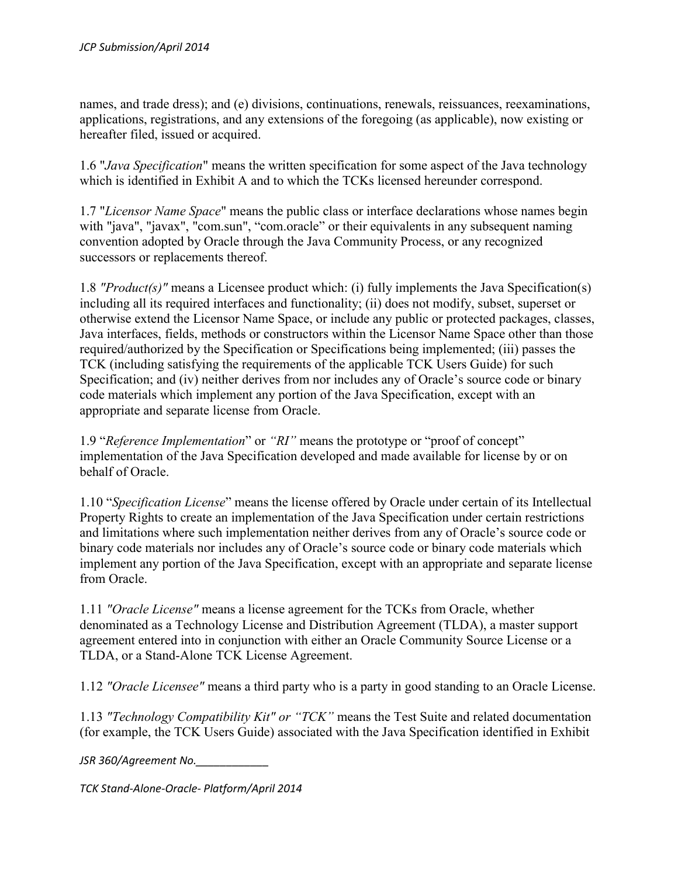names, and trade dress); and (e) divisions, continuations, renewals, reissuances, reexaminations, applications, registrations, and any extensions of the foregoing (as applicable), now existing or hereafter filed, issued or acquired.

1.6 "*Java Specification*" means the written specification for some aspect of the Java technology which is identified in Exhibit A and to which the TCKs licensed hereunder correspond.

1.7 "*Licensor Name Space*" means the public class or interface declarations whose names begin with "java", "javax", "com.sun", "com.oracle" or their equivalents in any subsequent naming convention adopted by Oracle through the Java Community Process, or any recognized successors or replacements thereof.

1.8 *"Product(s)"* means a Licensee product which: (i) fully implements the Java Specification(s) including all its required interfaces and functionality; (ii) does not modify, subset, superset or otherwise extend the Licensor Name Space, or include any public or protected packages, classes, Java interfaces, fields, methods or constructors within the Licensor Name Space other than those required/authorized by the Specification or Specifications being implemented; (iii) passes the TCK (including satisfying the requirements of the applicable TCK Users Guide) for such Specification; and (iv) neither derives from nor includes any of Oracle's source code or binary code materials which implement any portion of the Java Specification, except with an appropriate and separate license from Oracle.

1.9 "*Reference Implementation*" or *"RI"* means the prototype or "proof of concept" implementation of the Java Specification developed and made available for license by or on behalf of Oracle.

1.10 "*Specification License*" means the license offered by Oracle under certain of its Intellectual Property Rights to create an implementation of the Java Specification under certain restrictions and limitations where such implementation neither derives from any of Oracle's source code or binary code materials nor includes any of Oracle's source code or binary code materials which implement any portion of the Java Specification, except with an appropriate and separate license from Oracle.

1.11 *"Oracle License"* means a license agreement for the TCKs from Oracle, whether denominated as a Technology License and Distribution Agreement (TLDA), a master support agreement entered into in conjunction with either an Oracle Community Source License or a TLDA, or a Stand-Alone TCK License Agreement.

1.12 *"Oracle Licensee"* means a third party who is a party in good standing to an Oracle License.

1.13 *"Technology Compatibility Kit" or "TCK"* means the Test Suite and related documentation (for example, the TCK Users Guide) associated with the Java Specification identified in Exhibit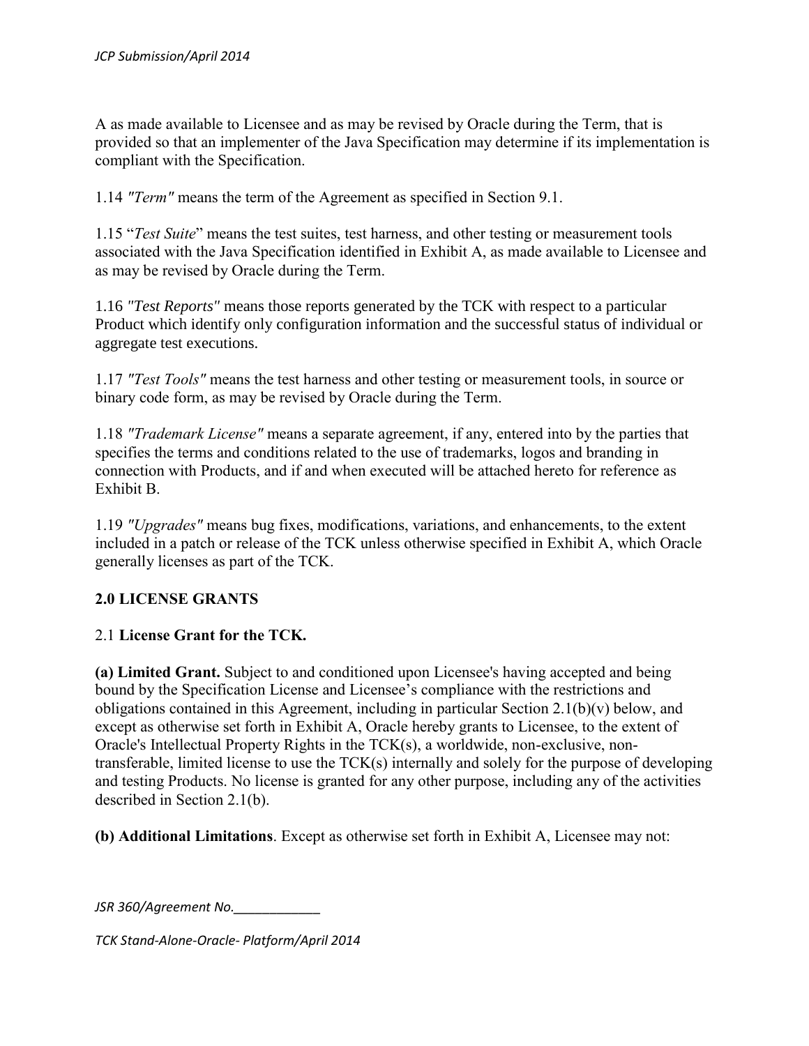A as made available to Licensee and as may be revised by Oracle during the Term, that is provided so that an implementer of the Java Specification may determine if its implementation is compliant with the Specification.

1.14 *"Term"* means the term of the Agreement as specified in Section 9.1.

1.15 "*Test Suite*" means the test suites, test harness, and other testing or measurement tools associated with the Java Specification identified in Exhibit A, as made available to Licensee and as may be revised by Oracle during the Term.

1.16 *"Test Reports"* means those reports generated by the TCK with respect to a particular Product which identify only configuration information and the successful status of individual or aggregate test executions.

1.17 *"Test Tools"* means the test harness and other testing or measurement tools, in source or binary code form, as may be revised by Oracle during the Term.

1.18 *"Trademark License"* means a separate agreement, if any, entered into by the parties that specifies the terms and conditions related to the use of trademarks, logos and branding in connection with Products, and if and when executed will be attached hereto for reference as Exhibit B.

1.19 *"Upgrades"* means bug fixes, modifications, variations, and enhancements, to the extent included in a patch or release of the TCK unless otherwise specified in Exhibit A, which Oracle generally licenses as part of the TCK.

## 2.0 LICENSE GRANTS

### 2.1 **License Grant for the TCK.**

**(a) Limited Grant.** Subject to and conditioned upon Licensee's having accepted and being bound by the Specification License and Licensee's compliance with the restrictions and obligations contained in this Agreement, including in particular Section 2.1(b)(v) below, and except as otherwise set forth in Exhibit A, Oracle hereby grants to Licensee, to the extent of Oracle's Intellectual Property Rights in the TCK(s), a worldwide, non-exclusive, non-transferable, limited license to use the TCK(s) internally and solely for the purpose of developing and testing Products. No license is granted for any other purpose, including any of the activities described in Section 2.1(b).

**(b) Additional Limitations**. Except as otherwise set forth in Exhibit A, Licensee may not: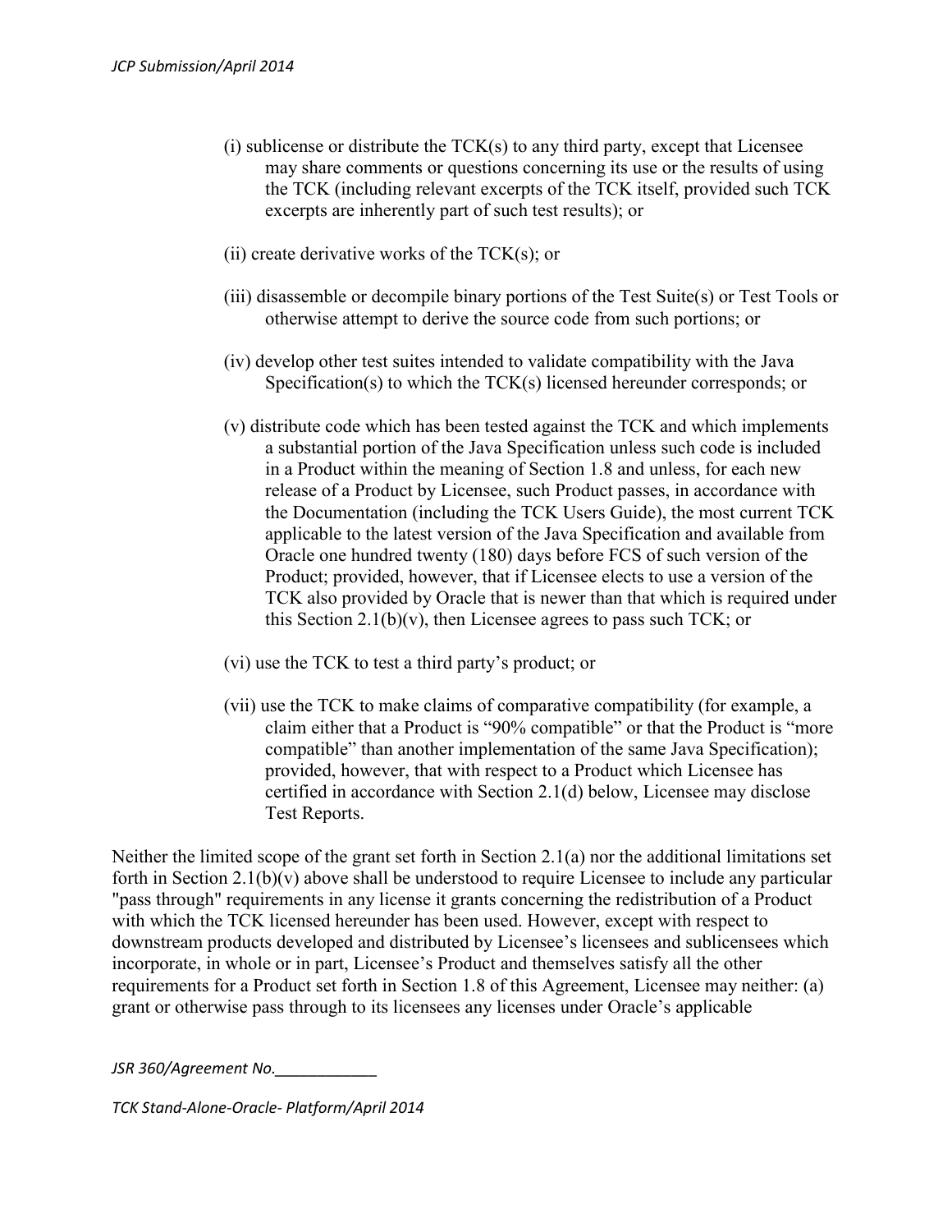(i) sublicense or distribute the TCK(s) to any third party, except that Licensee may share comments or questions concerning its use or the results of using the TCK (including relevant excerpts of the TCK itself, provided such TCK excerpts are inherently part of such test results); or

(ii) create derivative works of the TCK(s); or

(iii) disassemble or decompile binary portions of the Test Suite(s) or Test Tools or otherwise attempt to derive the source code from such portions; or

(iv) develop other test suites intended to validate compatibility with the Java Specification(s) to which the TCK(s) licensed hereunder corresponds; or

(v) distribute code which has been tested against the TCK and which implements a substantial portion of the Java Specification unless such code is included in a Product within the meaning of Section 1.8 and unless, for each new release of a Product by Licensee, such Product passes, in accordance with the Documentation (including the TCK Users Guide), the most current TCK applicable to the latest version of the Java Specification and available from Oracle one hundred twenty (180) days before FCS of such version of the Product; provided, however, that if Licensee elects to use a version of the TCK also provided by Oracle that is newer than that which is required under this Section 2.1(b)(v), then Licensee agrees to pass such TCK; or

(vi) use the TCK to test a third party's product; or

(vii) use the TCK to make claims of comparative compatibility (for example, a claim either that a Product is "90% compatible" or that the Product is "more compatible" than another implementation of the same Java Specification); provided, however, that with respect to a Product which Licensee has certified in accordance with Section 2.1(d) below, Licensee may disclose Test Reports.

Neither the limited scope of the grant set forth in Section 2.1(a) nor the additional limitations set forth in Section 2.1(b)(v) above shall be understood to require Licensee to include any particular "pass through" requirements in any license it grants concerning the redistribution of a Product with which the TCK licensed hereunder has been used. However, except with respect to downstream products developed and distributed by Licensee's licensees and sublicensees which incorporate, in whole or in part, Licensee's Product and themselves satisfy all the other requirements for a Product set forth in Section 1.8 of this Agreement, Licensee may neither: (a) grant or otherwise pass through to its licensees any licenses under Oracle's applicable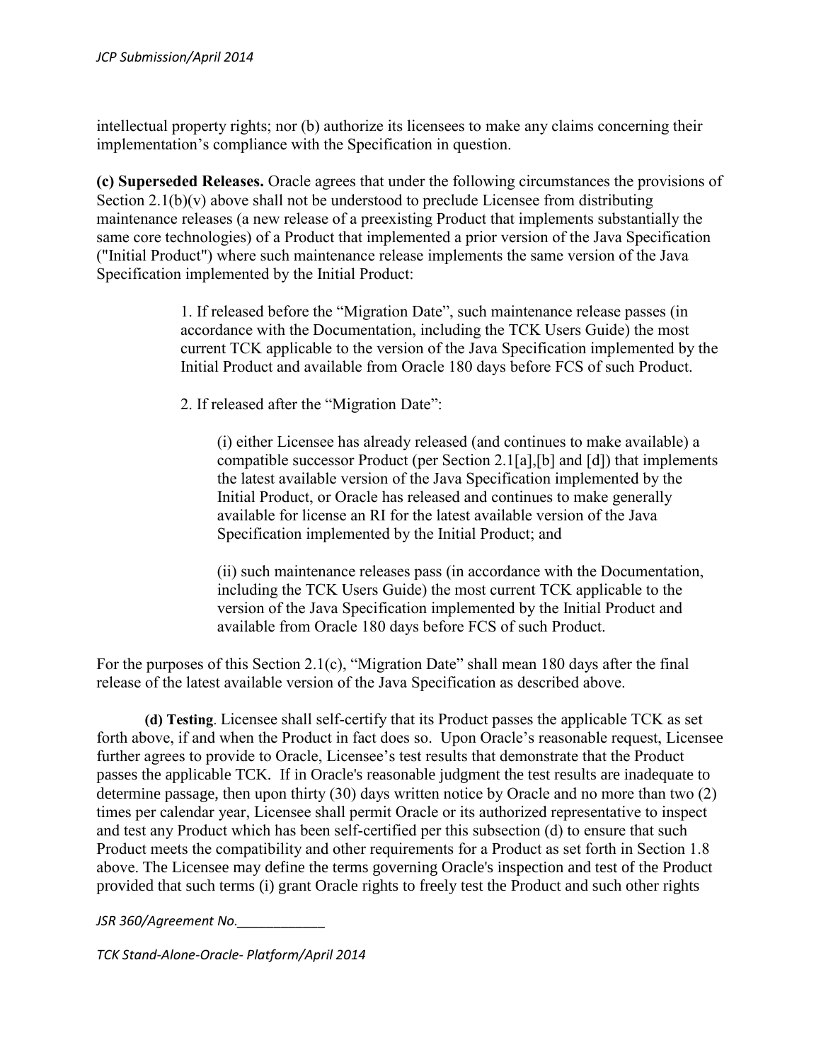intellectual property rights; nor (b) authorize its licensees to make any claims concerning their implementation's compliance with the Specification in question.

**(c) Superseded Releases.** Oracle agrees that under the following circumstances the provisions of Section 2.1(b)(v) above shall not be understood to preclude Licensee from distributing maintenance releases (a new release of a preexisting Product that implements substantially the same core technologies) of a Product that implemented a prior version of the Java Specification ("Initial Product") where such maintenance release implements the same version of the Java Specification implemented by the Initial Product:

> 1. If released before the "Migration Date", such maintenance release passes (in accordance with the Documentation, including the TCK Users Guide) the most current TCK applicable to the version of the Java Specification implemented by the Initial Product and available from Oracle 180 days before FCS of such Product.
>
> 2. If released after the "Migration Date":
>
> > (i) either Licensee has already released (and continues to make available) a compatible successor Product (per Section 2.1[a],[b] and [d]) that implements the latest available version of the Java Specification implemented by the Initial Product, or Oracle has released and continues to make generally available for license an RI for the latest available version of the Java Specification implemented by the Initial Product; and
> >
> > (ii) such maintenance releases pass (in accordance with the Documentation, including the TCK Users Guide) the most current TCK applicable to the version of the Java Specification implemented by the Initial Product and available from Oracle 180 days before FCS of such Product.

For the purposes of this Section 2.1(c), "Migration Date" shall mean 180 days after the final release of the latest available version of the Java Specification as described above.

**(d) Testing**. Licensee shall self-certify that its Product passes the applicable TCK as set forth above, if and when the Product in fact does so. Upon Oracle's reasonable request, Licensee further agrees to provide to Oracle, Licensee's test results that demonstrate that the Product passes the applicable TCK. If in Oracle's reasonable judgment the test results are inadequate to determine passage, then upon thirty (30) days written notice by Oracle and no more than two (2) times per calendar year, Licensee shall permit Oracle or its authorized representative to inspect and test any Product which has been self-certified per this subsection (d) to ensure that such Product meets the compatibility and other requirements for a Product as set forth in Section 1.8 above. The Licensee may define the terms governing Oracle's inspection and test of the Product provided that such terms (i) grant Oracle rights to freely test the Product and such other rights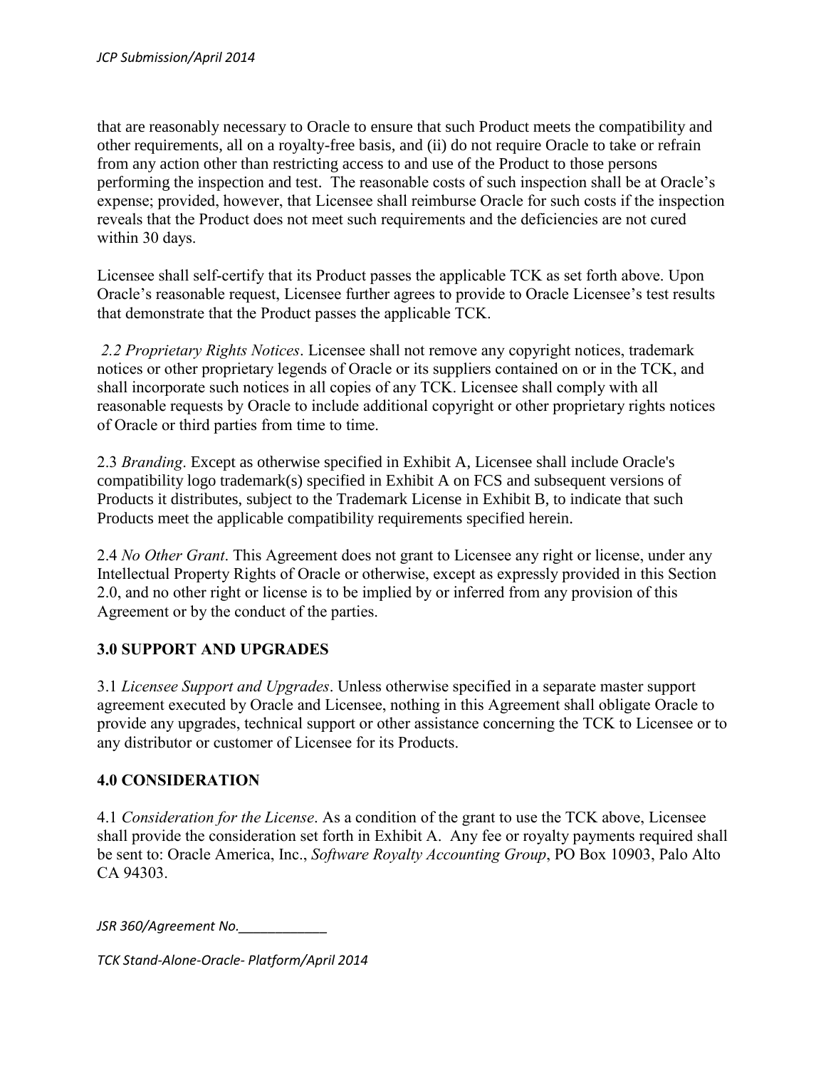that are reasonably necessary to Oracle to ensure that such Product meets the compatibility and other requirements, all on a royalty-free basis, and (ii) do not require Oracle to take or refrain from any action other than restricting access to and use of the Product to those persons performing the inspection and test. The reasonable costs of such inspection shall be at Oracle's expense; provided, however, that Licensee shall reimburse Oracle for such costs if the inspection reveals that the Product does not meet such requirements and the deficiencies are not cured within 30 days.

Licensee shall self-certify that its Product passes the applicable TCK as set forth above. Upon Oracle's reasonable request, Licensee further agrees to provide to Oracle Licensee's test results that demonstrate that the Product passes the applicable TCK.

*2.2 Proprietary Rights Notices*. Licensee shall not remove any copyright notices, trademark notices or other proprietary legends of Oracle or its suppliers contained on or in the TCK, and shall incorporate such notices in all copies of any TCK. Licensee shall comply with all reasonable requests by Oracle to include additional copyright or other proprietary rights notices of Oracle or third parties from time to time.

2.3 *Branding*. Except as otherwise specified in Exhibit A, Licensee shall include Oracle's compatibility logo trademark(s) specified in Exhibit A on FCS and subsequent versions of Products it distributes, subject to the Trademark License in Exhibit B, to indicate that such Products meet the applicable compatibility requirements specified herein.

2.4 *No Other Grant*. This Agreement does not grant to Licensee any right or license, under any Intellectual Property Rights of Oracle or otherwise, except as expressly provided in this Section 2.0, and no other right or license is to be implied by or inferred from any provision of this Agreement or by the conduct of the parties.

## 3.0 SUPPORT AND UPGRADES

3.1 *Licensee Support and Upgrades*. Unless otherwise specified in a separate master support agreement executed by Oracle and Licensee, nothing in this Agreement shall obligate Oracle to provide any upgrades, technical support or other assistance concerning the TCK to Licensee or to any distributor or customer of Licensee for its Products.

## 4.0 CONSIDERATION

4.1 *Consideration for the License*. As a condition of the grant to use the TCK above, Licensee shall provide the consideration set forth in Exhibit A. Any fee or royalty payments required shall be sent to: Oracle America, Inc., *Software Royalty Accounting Group*, PO Box 10903, Palo Alto CA 94303.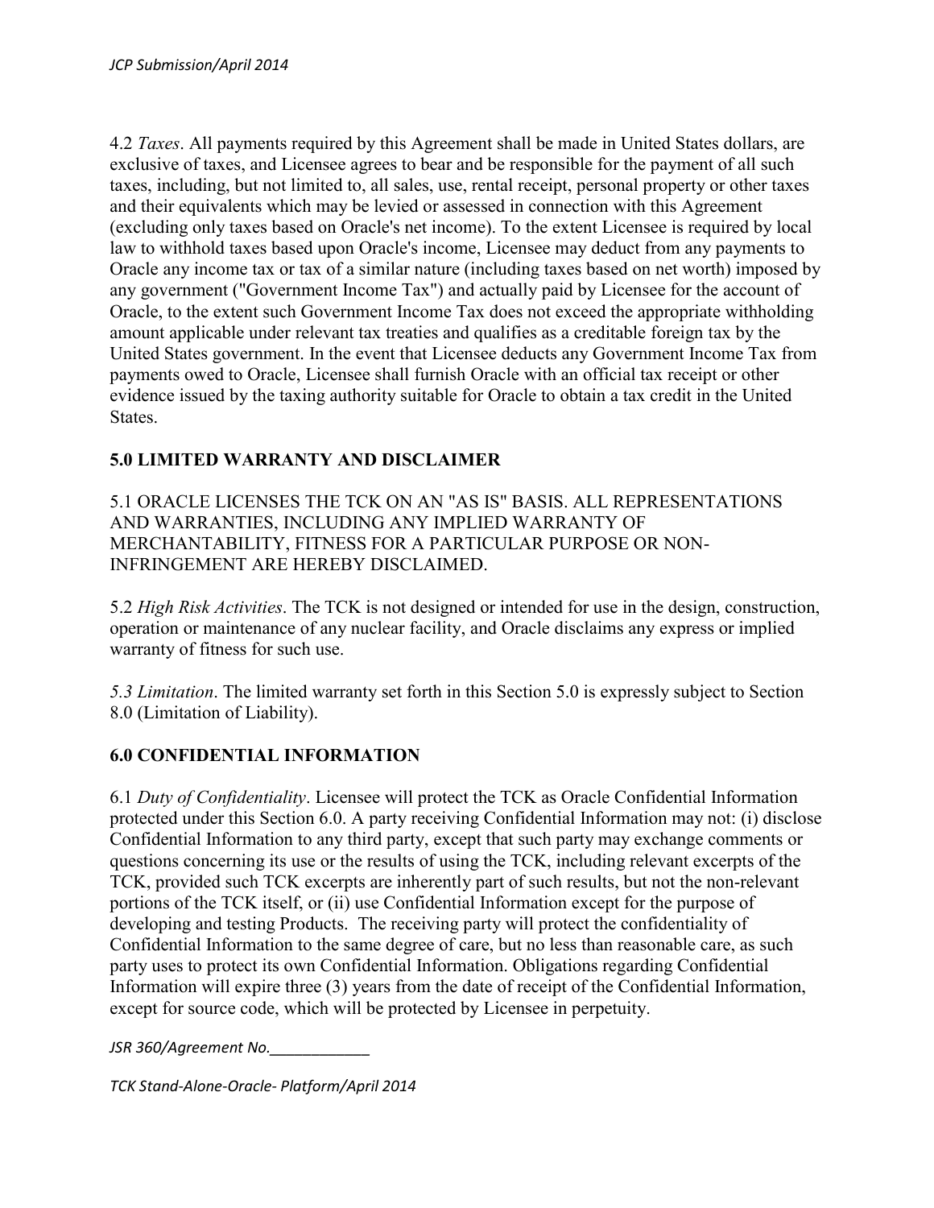4.2 *Taxes*. All payments required by this Agreement shall be made in United States dollars, are exclusive of taxes, and Licensee agrees to bear and be responsible for the payment of all such taxes, including, but not limited to, all sales, use, rental receipt, personal property or other taxes and their equivalents which may be levied or assessed in connection with this Agreement (excluding only taxes based on Oracle's net income). To the extent Licensee is required by local law to withhold taxes based upon Oracle's income, Licensee may deduct from any payments to Oracle any income tax or tax of a similar nature (including taxes based on net worth) imposed by any government ("Government Income Tax") and actually paid by Licensee for the account of Oracle, to the extent such Government Income Tax does not exceed the appropriate withholding amount applicable under relevant tax treaties and qualifies as a creditable foreign tax by the United States government. In the event that Licensee deducts any Government Income Tax from payments owed to Oracle, Licensee shall furnish Oracle with an official tax receipt or other evidence issued by the taxing authority suitable for Oracle to obtain a tax credit in the United States.

## 5.0 LIMITED WARRANTY AND DISCLAIMER

5.1 ORACLE LICENSES THE TCK ON AN "AS IS" BASIS. ALL REPRESENTATIONS AND WARRANTIES, INCLUDING ANY IMPLIED WARRANTY OF MERCHANTABILITY, FITNESS FOR A PARTICULAR PURPOSE OR NON-INFRINGEMENT ARE HEREBY DISCLAIMED.

5.2 *High Risk Activities*. The TCK is not designed or intended for use in the design, construction, operation or maintenance of any nuclear facility, and Oracle disclaims any express or implied warranty of fitness for such use.

*5.3 Limitation*. The limited warranty set forth in this Section 5.0 is expressly subject to Section 8.0 (Limitation of Liability).

## 6.0 CONFIDENTIAL INFORMATION

6.1 *Duty of Confidentiality*. Licensee will protect the TCK as Oracle Confidential Information protected under this Section 6.0. A party receiving Confidential Information may not: (i) disclose Confidential Information to any third party, except that such party may exchange comments or questions concerning its use or the results of using the TCK, including relevant excerpts of the TCK, provided such TCK excerpts are inherently part of such results, but not the non-relevant portions of the TCK itself, or (ii) use Confidential Information except for the purpose of developing and testing Products. The receiving party will protect the confidentiality of Confidential Information to the same degree of care, but no less than reasonable care, as such party uses to protect its own Confidential Information. Obligations regarding Confidential Information will expire three (3) years from the date of receipt of the Confidential Information, except for source code, which will be protected by Licensee in perpetuity.

*JSR 360/Agreement No.____________*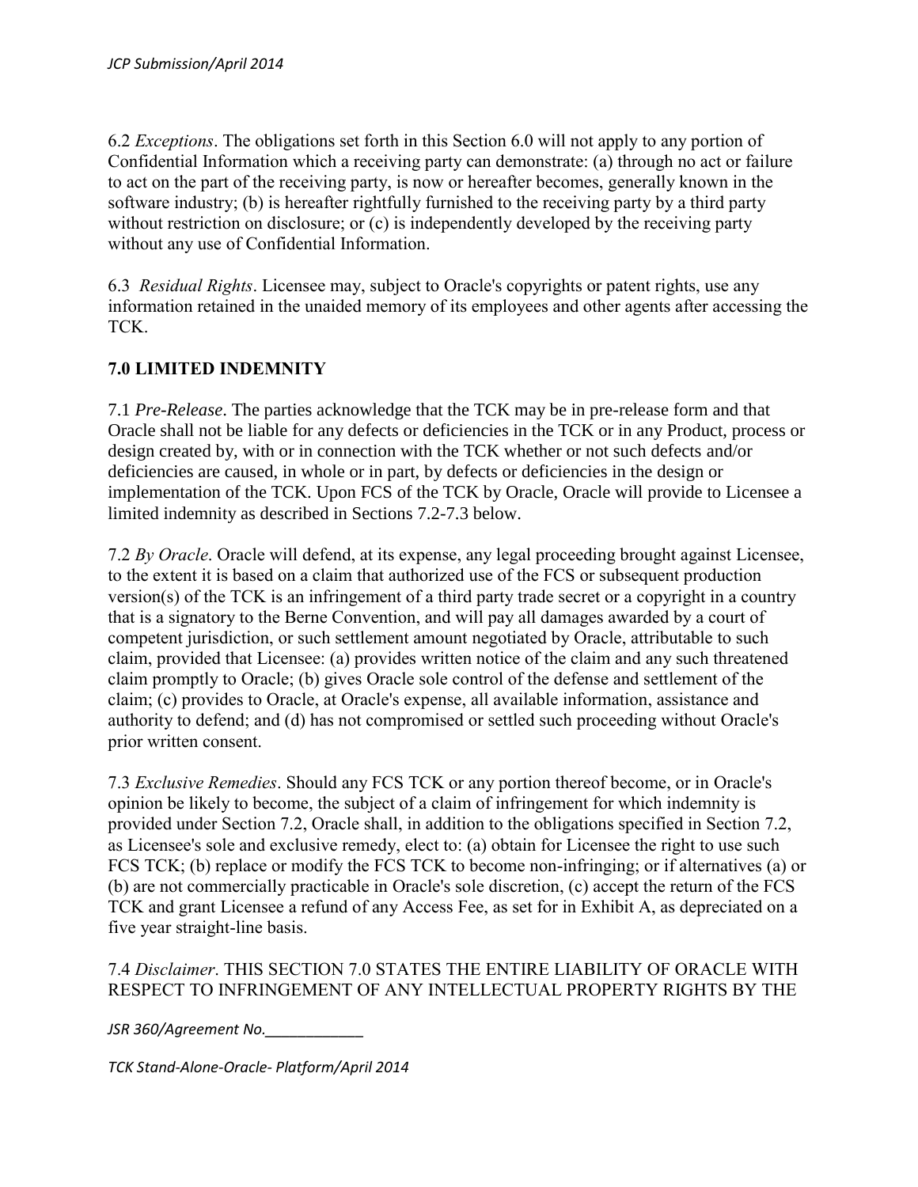6.2 *Exceptions*. The obligations set forth in this Section 6.0 will not apply to any portion of Confidential Information which a receiving party can demonstrate: (a) through no act or failure to act on the part of the receiving party, is now or hereafter becomes, generally known in the software industry; (b) is hereafter rightfully furnished to the receiving party by a third party without restriction on disclosure; or (c) is independently developed by the receiving party without any use of Confidential Information.

6.3 *Residual Rights*. Licensee may, subject to Oracle's copyrights or patent rights, use any information retained in the unaided memory of its employees and other agents after accessing the TCK.

## 7.0 LIMITED INDEMNITY

7.1 *Pre-Release*. The parties acknowledge that the TCK may be in pre-release form and that Oracle shall not be liable for any defects or deficiencies in the TCK or in any Product, process or design created by, with or in connection with the TCK whether or not such defects and/or deficiencies are caused, in whole or in part, by defects or deficiencies in the design or implementation of the TCK. Upon FCS of the TCK by Oracle, Oracle will provide to Licensee a limited indemnity as described in Sections 7.2-7.3 below.

7.2 *By Oracle*. Oracle will defend, at its expense, any legal proceeding brought against Licensee, to the extent it is based on a claim that authorized use of the FCS or subsequent production version(s) of the TCK is an infringement of a third party trade secret or a copyright in a country that is a signatory to the Berne Convention, and will pay all damages awarded by a court of competent jurisdiction, or such settlement amount negotiated by Oracle, attributable to such claim, provided that Licensee: (a) provides written notice of the claim and any such threatened claim promptly to Oracle; (b) gives Oracle sole control of the defense and settlement of the claim; (c) provides to Oracle, at Oracle's expense, all available information, assistance and authority to defend; and (d) has not compromised or settled such proceeding without Oracle's prior written consent.

7.3 *Exclusive Remedies*. Should any FCS TCK or any portion thereof become, or in Oracle's opinion be likely to become, the subject of a claim of infringement for which indemnity is provided under Section 7.2, Oracle shall, in addition to the obligations specified in Section 7.2, as Licensee's sole and exclusive remedy, elect to: (a) obtain for Licensee the right to use such FCS TCK; (b) replace or modify the FCS TCK to become non-infringing; or if alternatives (a) or (b) are not commercially practicable in Oracle's sole discretion, (c) accept the return of the FCS TCK and grant Licensee a refund of any Access Fee, as set for in Exhibit A, as depreciated on a five year straight-line basis.

7.4 *Disclaimer*. THIS SECTION 7.0 STATES THE ENTIRE LIABILITY OF ORACLE WITH RESPECT TO INFRINGEMENT OF ANY INTELLECTUAL PROPERTY RIGHTS BY THE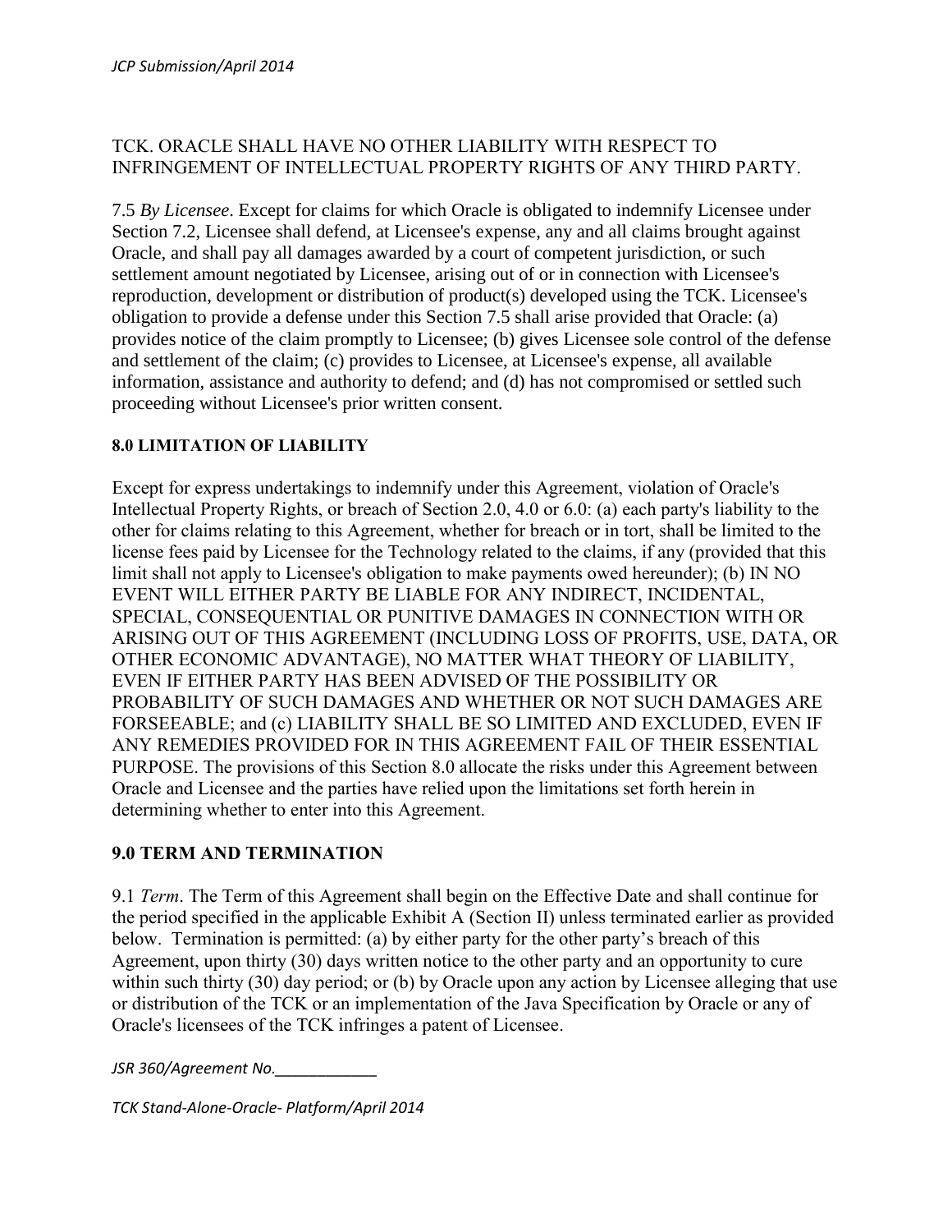TCK. ORACLE SHALL HAVE NO OTHER LIABILITY WITH RESPECT TO INFRINGEMENT OF INTELLECTUAL PROPERTY RIGHTS OF ANY THIRD PARTY.

7.5 *By Licensee*. Except for claims for which Oracle is obligated to indemnify Licensee under Section 7.2, Licensee shall defend, at Licensee's expense, any and all claims brought against Oracle, and shall pay all damages awarded by a court of competent jurisdiction, or such settlement amount negotiated by Licensee, arising out of or in connection with Licensee's reproduction, development or distribution of product(s) developed using the TCK. Licensee's obligation to provide a defense under this Section 7.5 shall arise provided that Oracle: (a) provides notice of the claim promptly to Licensee; (b) gives Licensee sole control of the defense and settlement of the claim; (c) provides to Licensee, at Licensee's expense, all available information, assistance and authority to defend; and (d) has not compromised or settled such proceeding without Licensee's prior written consent.

**8.0 LIMITATION OF LIABILITY**

Except for express undertakings to indemnify under this Agreement, violation of Oracle's Intellectual Property Rights, or breach of Section 2.0, 4.0 or 6.0: (a) each party's liability to the other for claims relating to this Agreement, whether for breach or in tort, shall be limited to the license fees paid by Licensee for the Technology related to the claims, if any (provided that this limit shall not apply to Licensee's obligation to make payments owed hereunder); (b) IN NO EVENT WILL EITHER PARTY BE LIABLE FOR ANY INDIRECT, INCIDENTAL, SPECIAL, CONSEQUENTIAL OR PUNITIVE DAMAGES IN CONNECTION WITH OR ARISING OUT OF THIS AGREEMENT (INCLUDING LOSS OF PROFITS, USE, DATA, OR OTHER ECONOMIC ADVANTAGE), NO MATTER WHAT THEORY OF LIABILITY, EVEN IF EITHER PARTY HAS BEEN ADVISED OF THE POSSIBILITY OR PROBABILITY OF SUCH DAMAGES AND WHETHER OR NOT SUCH DAMAGES ARE FORSEEABLE; and (c) LIABILITY SHALL BE SO LIMITED AND EXCLUDED, EVEN IF ANY REMEDIES PROVIDED FOR IN THIS AGREEMENT FAIL OF THEIR ESSENTIAL PURPOSE. The provisions of this Section 8.0 allocate the risks under this Agreement between Oracle and Licensee and the parties have relied upon the limitations set forth herein in determining whether to enter into this Agreement.

## 9.0 TERM AND TERMINATION

9.1 *Term*. The Term of this Agreement shall begin on the Effective Date and shall continue for the period specified in the applicable Exhibit A (Section II) unless terminated earlier as provided below. Termination is permitted: (a) by either party for the other party's breach of this Agreement, upon thirty (30) days written notice to the other party and an opportunity to cure within such thirty (30) day period; or (b) by Oracle upon any action by Licensee alleging that use or distribution of the TCK or an implementation of the Java Specification by Oracle or any of Oracle's licensees of the TCK infringes a patent of Licensee.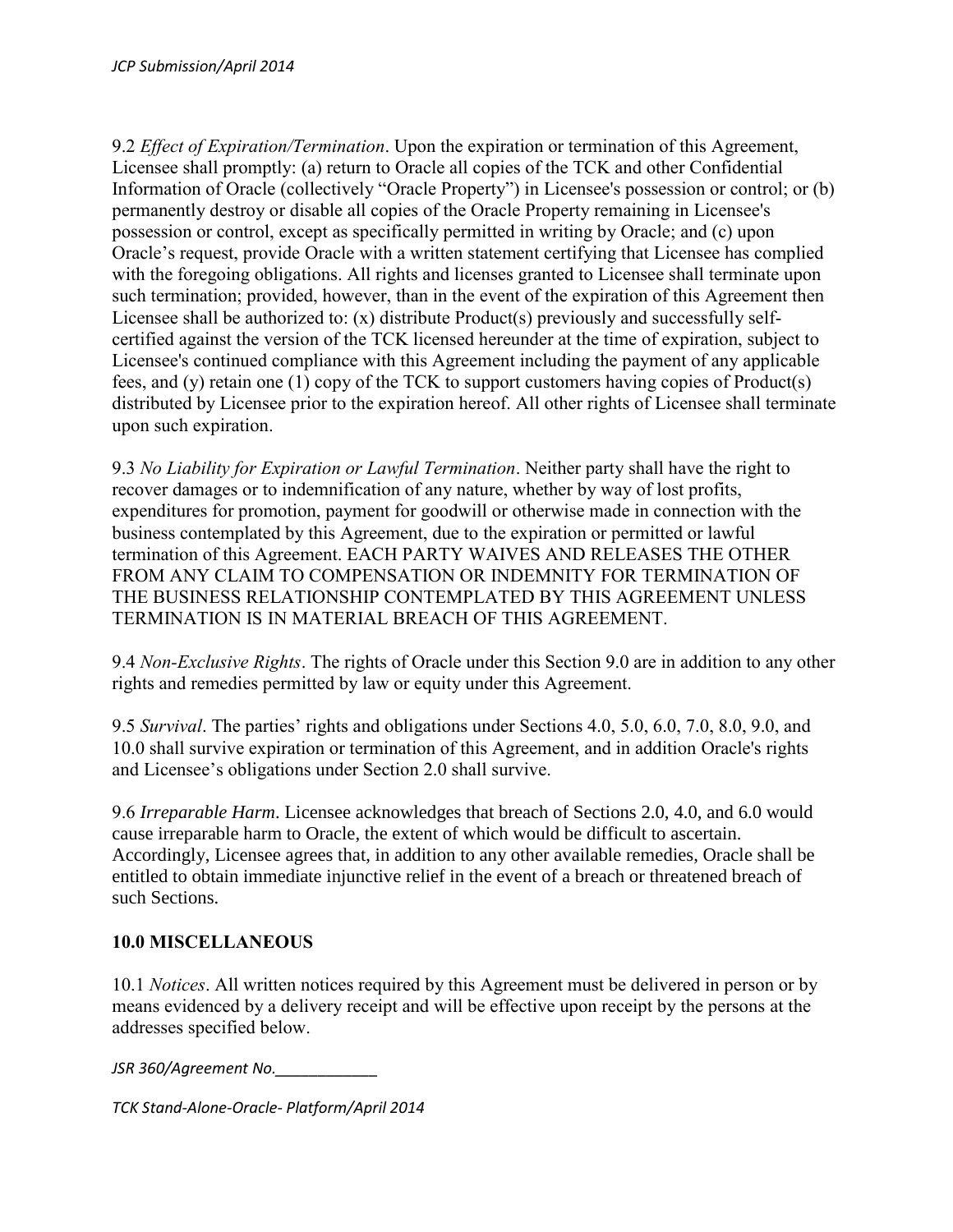9.2 *Effect of Expiration/Termination*. Upon the expiration or termination of this Agreement, Licensee shall promptly: (a) return to Oracle all copies of the TCK and other Confidential Information of Oracle (collectively "Oracle Property") in Licensee's possession or control; or (b) permanently destroy or disable all copies of the Oracle Property remaining in Licensee's possession or control, except as specifically permitted in writing by Oracle; and (c) upon Oracle's request, provide Oracle with a written statement certifying that Licensee has complied with the foregoing obligations. All rights and licenses granted to Licensee shall terminate upon such termination; provided, however, than in the event of the expiration of this Agreement then Licensee shall be authorized to: (x) distribute Product(s) previously and successfully self-certified against the version of the TCK licensed hereunder at the time of expiration, subject to Licensee's continued compliance with this Agreement including the payment of any applicable fees, and (y) retain one (1) copy of the TCK to support customers having copies of Product(s) distributed by Licensee prior to the expiration hereof. All other rights of Licensee shall terminate upon such expiration.

9.3 *No Liability for Expiration or Lawful Termination*. Neither party shall have the right to recover damages or to indemnification of any nature, whether by way of lost profits, expenditures for promotion, payment for goodwill or otherwise made in connection with the business contemplated by this Agreement, due to the expiration or permitted or lawful termination of this Agreement. EACH PARTY WAIVES AND RELEASES THE OTHER FROM ANY CLAIM TO COMPENSATION OR INDEMNITY FOR TERMINATION OF THE BUSINESS RELATIONSHIP CONTEMPLATED BY THIS AGREEMENT UNLESS TERMINATION IS IN MATERIAL BREACH OF THIS AGREEMENT.

9.4 *Non-Exclusive Rights*. The rights of Oracle under this Section 9.0 are in addition to any other rights and remedies permitted by law or equity under this Agreement.

9.5 *Survival*. The parties' rights and obligations under Sections 4.0, 5.0, 6.0, 7.0, 8.0, 9.0, and 10.0 shall survive expiration or termination of this Agreement, and in addition Oracle's rights and Licensee's obligations under Section 2.0 shall survive.

9.6 *Irreparable Harm*. Licensee acknowledges that breach of Sections 2.0, 4.0, and 6.0 would cause irreparable harm to Oracle, the extent of which would be difficult to ascertain. Accordingly, Licensee agrees that, in addition to any other available remedies, Oracle shall be entitled to obtain immediate injunctive relief in the event of a breach or threatened breach of such Sections.

**10.0 MISCELLANEOUS**

10.1 *Notices*. All written notices required by this Agreement must be delivered in person or by means evidenced by a delivery receipt and will be effective upon receipt by the persons at the addresses specified below.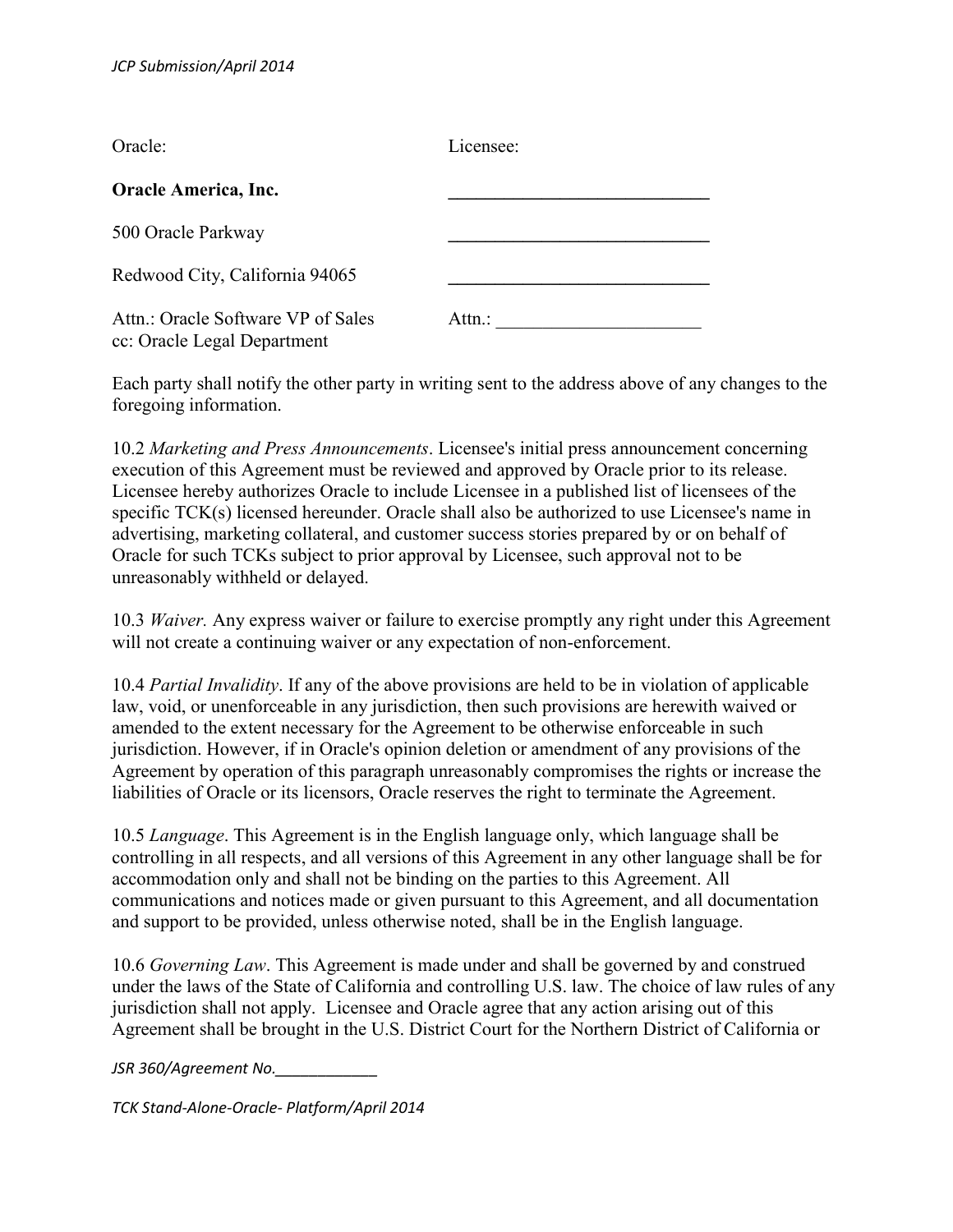| Oracle: | Licensee: |
|---|---|
| **Oracle America, Inc.** | ____________________________ |
| 500 Oracle Parkway | ____________________________ |
| Redwood City, California 94065 | ____________________________ |
| Attn.: Oracle Software VP of Sales<br>cc: Oracle Legal Department | Attn.: ______________________ |

Each party shall notify the other party in writing sent to the address above of any changes to the foregoing information.

10.2 *Marketing and Press Announcements*. Licensee's initial press announcement concerning execution of this Agreement must be reviewed and approved by Oracle prior to its release. Licensee hereby authorizes Oracle to include Licensee in a published list of licensees of the specific TCK(s) licensed hereunder. Oracle shall also be authorized to use Licensee's name in advertising, marketing collateral, and customer success stories prepared by or on behalf of Oracle for such TCKs subject to prior approval by Licensee, such approval not to be unreasonably withheld or delayed.

10.3 *Waiver.* Any express waiver or failure to exercise promptly any right under this Agreement will not create a continuing waiver or any expectation of non-enforcement.

10.4 *Partial Invalidity*. If any of the above provisions are held to be in violation of applicable law, void, or unenforceable in any jurisdiction, then such provisions are herewith waived or amended to the extent necessary for the Agreement to be otherwise enforceable in such jurisdiction. However, if in Oracle's opinion deletion or amendment of any provisions of the Agreement by operation of this paragraph unreasonably compromises the rights or increase the liabilities of Oracle or its licensors, Oracle reserves the right to terminate the Agreement.

10.5 *Language*. This Agreement is in the English language only, which language shall be controlling in all respects, and all versions of this Agreement in any other language shall be for accommodation only and shall not be binding on the parties to this Agreement. All communications and notices made or given pursuant to this Agreement, and all documentation and support to be provided, unless otherwise noted, shall be in the English language.

10.6 *Governing Law*. This Agreement is made under and shall be governed by and construed under the laws of the State of California and controlling U.S. law. The choice of law rules of any jurisdiction shall not apply. Licensee and Oracle agree that any action arising out of this Agreement shall be brought in the U.S. District Court for the Northern District of California or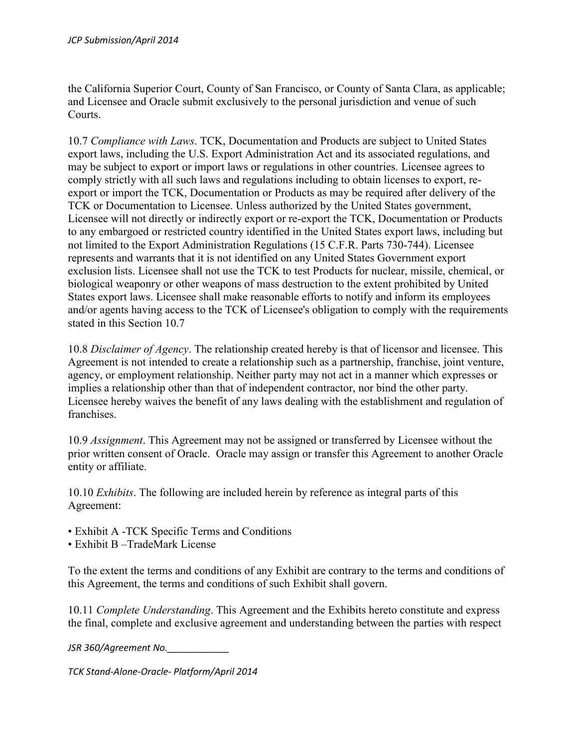the California Superior Court, County of San Francisco, or County of Santa Clara, as applicable; and Licensee and Oracle submit exclusively to the personal jurisdiction and venue of such Courts.

10.7 *Compliance with Laws*. TCK, Documentation and Products are subject to United States export laws, including the U.S. Export Administration Act and its associated regulations, and may be subject to export or import laws or regulations in other countries. Licensee agrees to comply strictly with all such laws and regulations including to obtain licenses to export, re-export or import the TCK, Documentation or Products as may be required after delivery of the TCK or Documentation to Licensee. Unless authorized by the United States government, Licensee will not directly or indirectly export or re-export the TCK, Documentation or Products to any embargoed or restricted country identified in the United States export laws, including but not limited to the Export Administration Regulations (15 C.F.R. Parts 730-744). Licensee represents and warrants that it is not identified on any United States Government export exclusion lists. Licensee shall not use the TCK to test Products for nuclear, missile, chemical, or biological weaponry or other weapons of mass destruction to the extent prohibited by United States export laws. Licensee shall make reasonable efforts to notify and inform its employees and/or agents having access to the TCK of Licensee's obligation to comply with the requirements stated in this Section 10.7

10.8 *Disclaimer of Agency*. The relationship created hereby is that of licensor and licensee. This Agreement is not intended to create a relationship such as a partnership, franchise, joint venture, agency, or employment relationship. Neither party may not act in a manner which expresses or implies a relationship other than that of independent contractor, nor bind the other party. Licensee hereby waives the benefit of any laws dealing with the establishment and regulation of franchises.

10.9 *Assignment*. This Agreement may not be assigned or transferred by Licensee without the prior written consent of Oracle. Oracle may assign or transfer this Agreement to another Oracle entity or affiliate.

10.10 *Exhibits*. The following are included herein by reference as integral parts of this Agreement:

- Exhibit A -TCK Specific Terms and Conditions
- Exhibit B –TradeMark License

To the extent the terms and conditions of any Exhibit are contrary to the terms and conditions of this Agreement, the terms and conditions of such Exhibit shall govern.

10.11 *Complete Understanding*. This Agreement and the Exhibits hereto constitute and express the final, complete and exclusive agreement and understanding between the parties with respect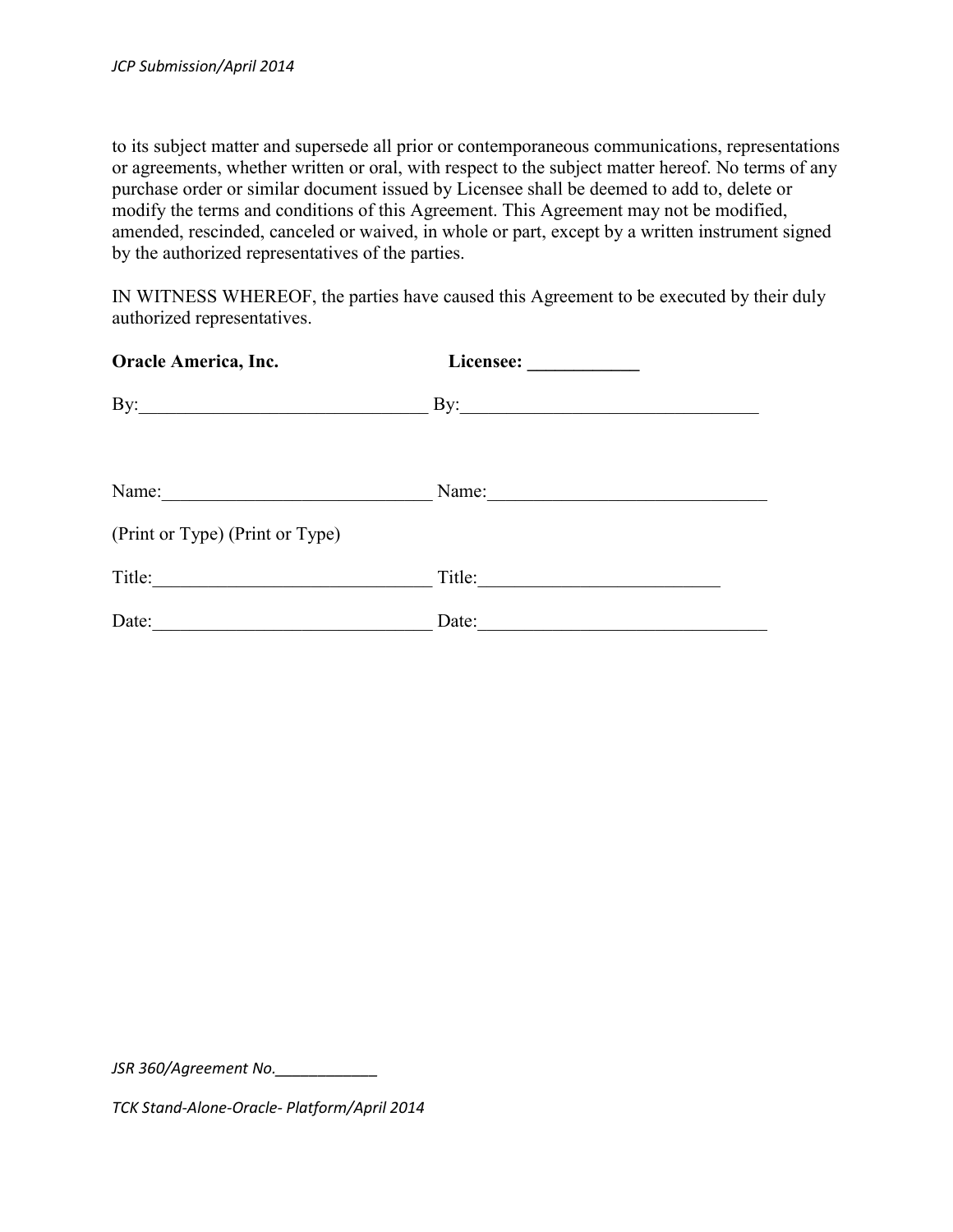to its subject matter and supersede all prior or contemporaneous communications, representations or agreements, whether written or oral, with respect to the subject matter hereof. No terms of any purchase order or similar document issued by Licensee shall be deemed to add to, delete or modify the terms and conditions of this Agreement. This Agreement may not be modified, amended, rescinded, canceled or waived, in whole or part, except by a written instrument signed by the authorized representatives of the parties.

IN WITNESS WHEREOF, the parties have caused this Agreement to be executed by their duly authorized representatives.

| **Oracle America, Inc.** | **Licensee: ____________** |
|---|---|
| By:_______________________________ | By:________________________________ |
| Name:____________________________ | Name:______________________________ |
| (Print or Type) | (Print or Type) |
| Title:_____________________________ | Title:_________________________ |
| Date:_____________________________ | Date:_______________________________ |

*JSR 360/Agreement No.____________*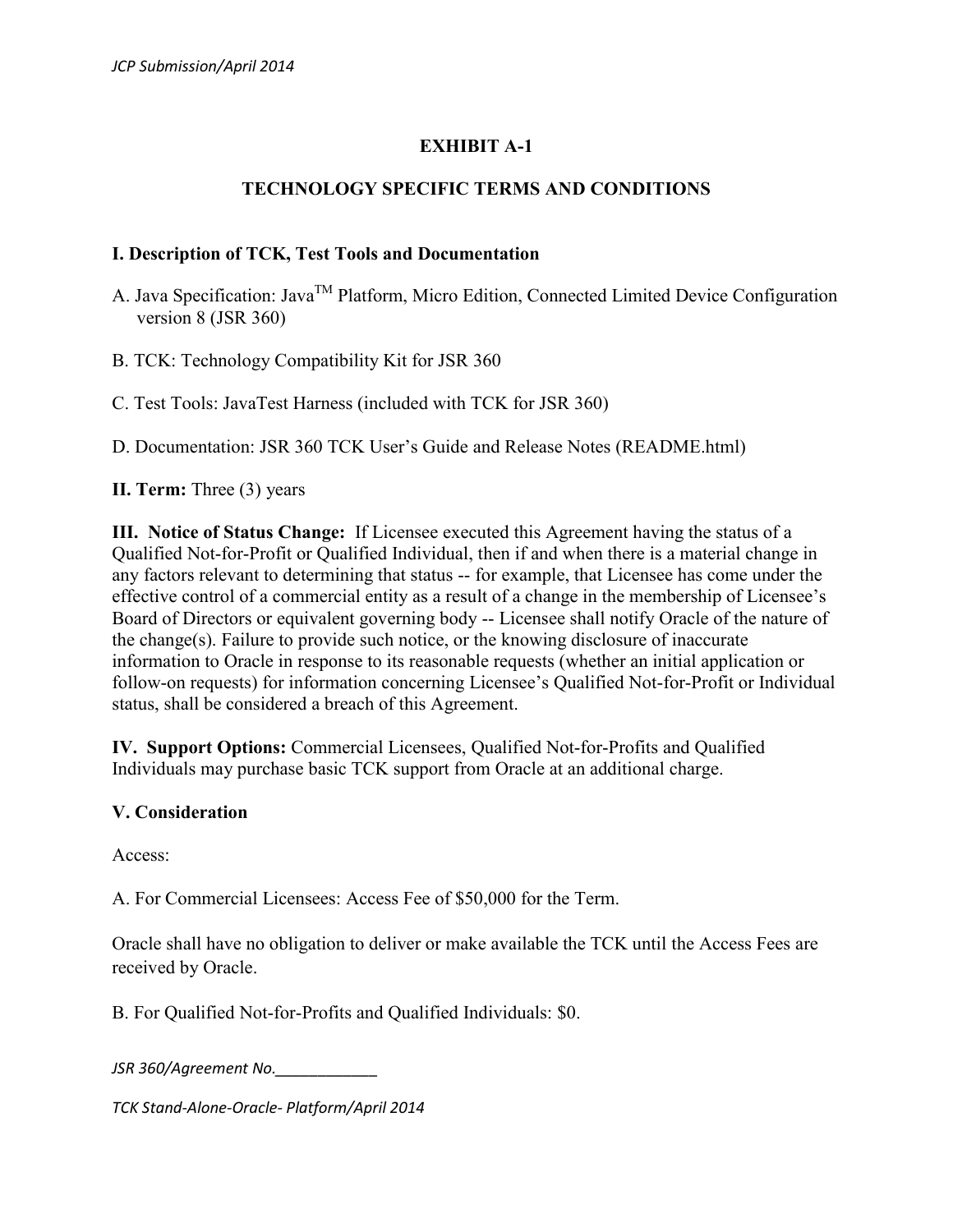# EXHIBIT A-1

## TECHNOLOGY SPECIFIC TERMS AND CONDITIONS

**I. Description of TCK, Test Tools and Documentation**

A. Java Specification: Java$^{TM}$ Platform, Micro Edition, Connected Limited Device Configuration version 8 (JSR 360)

B. TCK: Technology Compatibility Kit for JSR 360

C. Test Tools: JavaTest Harness (included with TCK for JSR 360)

D. Documentation: JSR 360 TCK User's Guide and Release Notes (README.html)

**II. Term:** Three (3) years

**III. Notice of Status Change:** If Licensee executed this Agreement having the status of a Qualified Not-for-Profit or Qualified Individual, then if and when there is a material change in any factors relevant to determining that status -- for example, that Licensee has come under the effective control of a commercial entity as a result of a change in the membership of Licensee's Board of Directors or equivalent governing body -- Licensee shall notify Oracle of the nature of the change(s). Failure to provide such notice, or the knowing disclosure of inaccurate information to Oracle in response to its reasonable requests (whether an initial application or follow-on requests) for information concerning Licensee's Qualified Not-for-Profit or Individual status, shall be considered a breach of this Agreement.

**IV. Support Options:** Commercial Licensees, Qualified Not-for-Profits and Qualified Individuals may purchase basic TCK support from Oracle at an additional charge.

**V. Consideration**

Access:

A. For Commercial Licensees: Access Fee of $50,000 for the Term.

Oracle shall have no obligation to deliver or make available the TCK until the Access Fees are received by Oracle.

B. For Qualified Not-for-Profits and Qualified Individuals: $0.

*JSR 360/Agreement No.\_\_\_\_\_\_\_\_\_\_\_\_*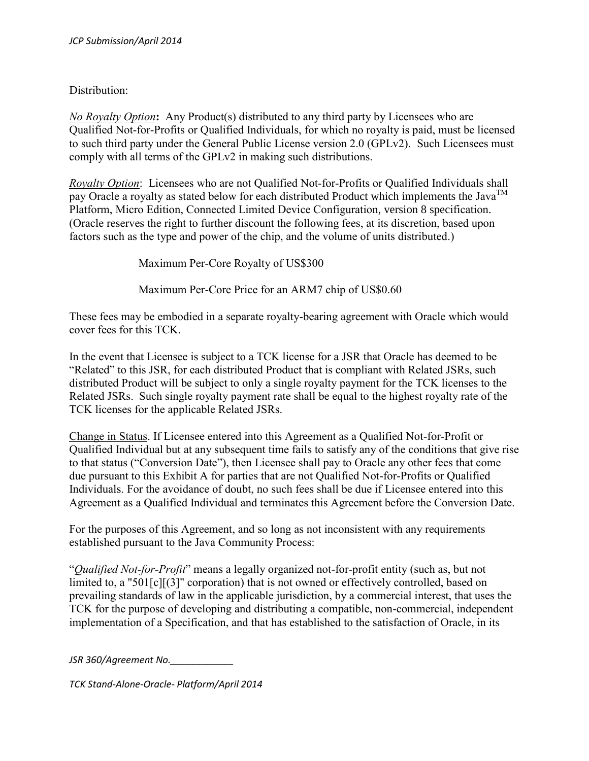Distribution:

*No Royalty Option***:** Any Product(s) distributed to any third party by Licensees who are Qualified Not-for-Profits or Qualified Individuals, for which no royalty is paid, must be licensed to such third party under the General Public License version 2.0 (GPLv2). Such Licensees must comply with all terms of the GPLv2 in making such distributions.

*Royalty Option*: Licensees who are not Qualified Not-for-Profits or Qualified Individuals shall pay Oracle a royalty as stated below for each distributed Product which implements the Java[TM] Platform, Micro Edition, Connected Limited Device Configuration, version 8 specification. (Oracle reserves the right to further discount the following fees, at its discretion, based upon factors such as the type and power of the chip, and the volume of units distributed.)

Maximum Per-Core Royalty of US$300

Maximum Per-Core Price for an ARM7 chip of US$0.60

These fees may be embodied in a separate royalty-bearing agreement with Oracle which would cover fees for this TCK.

In the event that Licensee is subject to a TCK license for a JSR that Oracle has deemed to be "Related" to this JSR, for each distributed Product that is compliant with Related JSRs, such distributed Product will be subject to only a single royalty payment for the TCK licenses to the Related JSRs. Such single royalty payment rate shall be equal to the highest royalty rate of the TCK licenses for the applicable Related JSRs.

Change in Status. If Licensee entered into this Agreement as a Qualified Not-for-Profit or Qualified Individual but at any subsequent time fails to satisfy any of the conditions that give rise to that status ("Conversion Date"), then Licensee shall pay to Oracle any other fees that come due pursuant to this Exhibit A for parties that are not Qualified Not-for-Profits or Qualified Individuals. For the avoidance of doubt, no such fees shall be due if Licensee entered into this Agreement as a Qualified Individual and terminates this Agreement before the Conversion Date.

For the purposes of this Agreement, and so long as not inconsistent with any requirements established pursuant to the Java Community Process:

"*Qualified Not-for-Profit*" means a legally organized not-for-profit entity (such as, but not limited to, a "501[c][(3]" corporation) that is not owned or effectively controlled, based on prevailing standards of law in the applicable jurisdiction, by a commercial interest, that uses the TCK for the purpose of developing and distributing a compatible, non-commercial, independent implementation of a Specification, and that has established to the satisfaction of Oracle, in its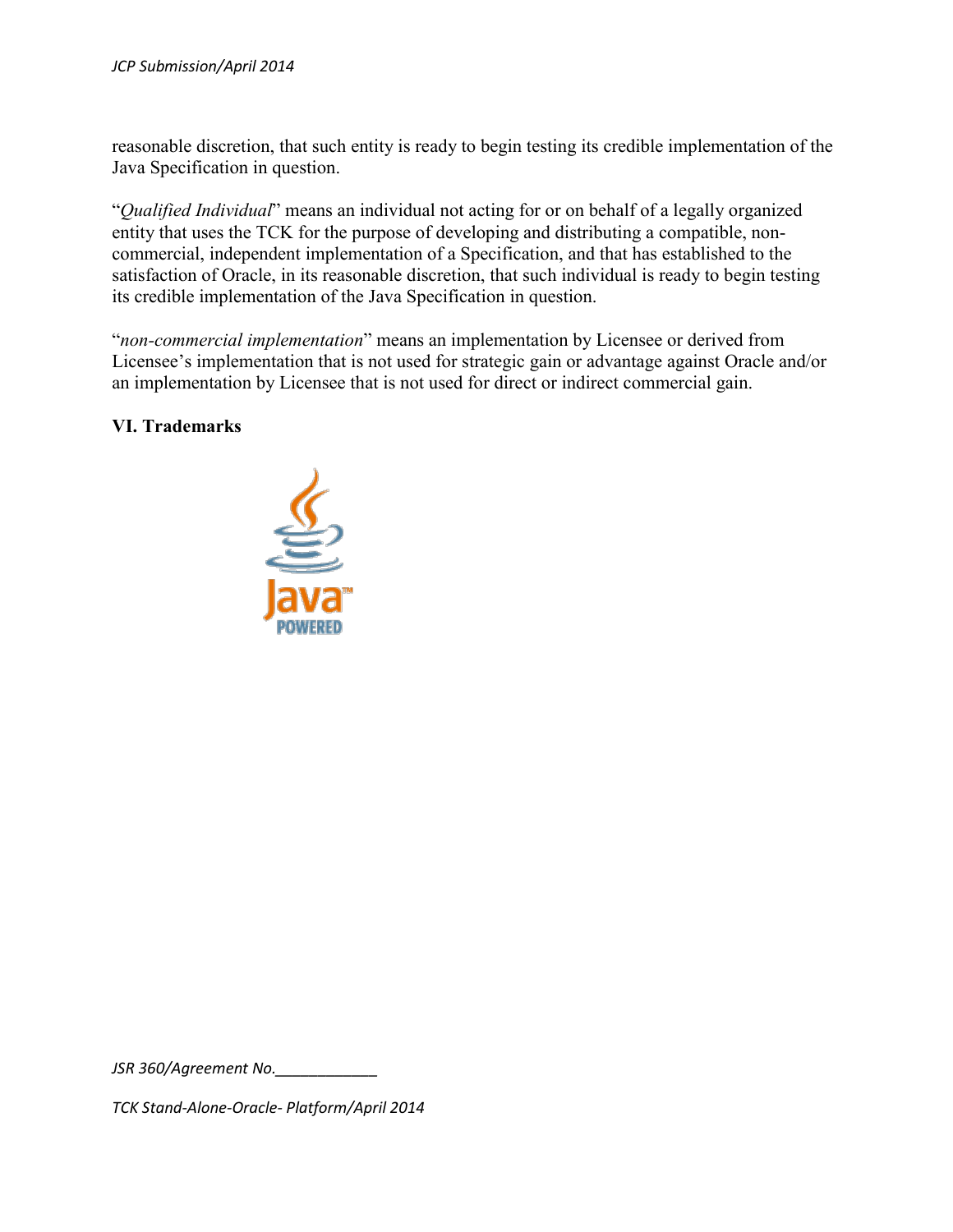reasonable discretion, that such entity is ready to begin testing its credible implementation of the Java Specification in question.

"*Qualified Individual*" means an individual not acting for or on behalf of a legally organized entity that uses the TCK for the purpose of developing and distributing a compatible, non-commercial, independent implementation of a Specification, and that has established to the satisfaction of Oracle, in its reasonable discretion, that such individual is ready to begin testing its credible implementation of the Java Specification in question.

"*non-commercial implementation*" means an implementation by Licensee or derived from Licensee's implementation that is not used for strategic gain or advantage against Oracle and/or an implementation by Licensee that is not used for direct or indirect commercial gain.

**VI. Trademarks**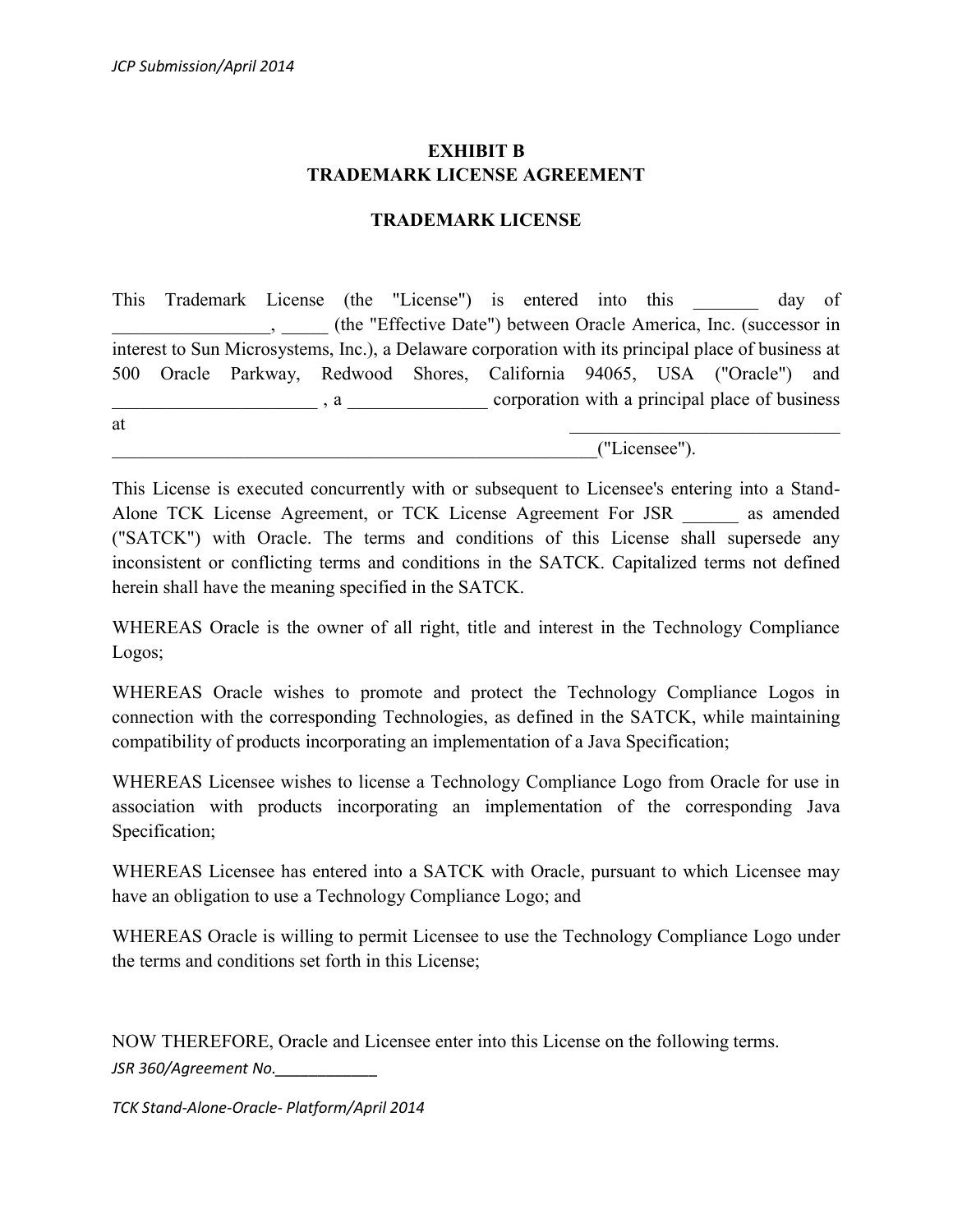# EXHIBIT B
# TRADEMARK LICENSE AGREEMENT

## TRADEMARK LICENSE

This Trademark License (the "License") is entered into this _______ day of _________________, _____ (the "Effective Date") between Oracle America, Inc. (successor in interest to Sun Microsystems, Inc.), a Delaware corporation with its principal place of business at 500 Oracle Parkway, Redwood Shores, California 94065, USA ("Oracle") and ______________________ , a _______________ corporation with a principal place of business at ______________________________ _____________________________________________________("Licensee").

This License is executed concurrently with or subsequent to Licensee's entering into a Stand-Alone TCK License Agreement, or TCK License Agreement For JSR ______ as amended ("SATCK") with Oracle. The terms and conditions of this License shall supersede any inconsistent or conflicting terms and conditions in the SATCK. Capitalized terms not defined herein shall have the meaning specified in the SATCK.

WHEREAS Oracle is the owner of all right, title and interest in the Technology Compliance Logos;

WHEREAS Oracle wishes to promote and protect the Technology Compliance Logos in connection with the corresponding Technologies, as defined in the SATCK, while maintaining compatibility of products incorporating an implementation of a Java Specification;

WHEREAS Licensee wishes to license a Technology Compliance Logo from Oracle for use in association with products incorporating an implementation of the corresponding Java Specification;

WHEREAS Licensee has entered into a SATCK with Oracle, pursuant to which Licensee may have an obligation to use a Technology Compliance Logo; and

WHEREAS Oracle is willing to permit Licensee to use the Technology Compliance Logo under the terms and conditions set forth in this License;

NOW THEREFORE, Oracle and Licensee enter into this License on the following terms.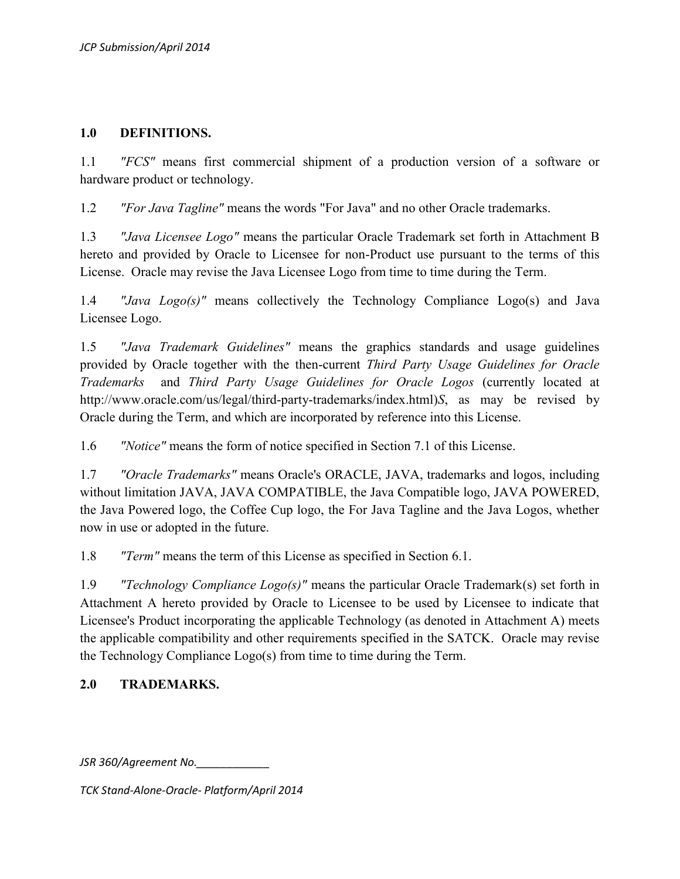## 1.0 DEFINITIONS.

1.1 *"FCS"* means first commercial shipment of a production version of a software or hardware product or technology.

1.2 *"For Java Tagline"* means the words "For Java" and no other Oracle trademarks.

1.3 *"Java Licensee Logo"* means the particular Oracle Trademark set forth in Attachment B hereto and provided by Oracle to Licensee for non-Product use pursuant to the terms of this License. Oracle may revise the Java Licensee Logo from time to time during the Term.

1.4 *"Java Logo(s)"* means collectively the Technology Compliance Logo(s) and Java Licensee Logo.

1.5 *"Java Trademark Guidelines"* means the graphics standards and usage guidelines provided by Oracle together with the then-current *Third Party Usage Guidelines for Oracle Trademarks* and *Third Party Usage Guidelines for Oracle Logos* (currently located at http://www.oracle.com/us/legal/third-party-trademarks/index.html)*S*, as may be revised by Oracle during the Term, and which are incorporated by reference into this License.

1.6 *"Notice"* means the form of notice specified in Section 7.1 of this License.

1.7 *"Oracle Trademarks"* means Oracle's ORACLE, JAVA, trademarks and logos, including without limitation JAVA, JAVA COMPATIBLE, the Java Compatible logo, JAVA POWERED, the Java Powered logo, the Coffee Cup logo, the For Java Tagline and the Java Logos, whether now in use or adopted in the future.

1.8 *"Term"* means the term of this License as specified in Section 6.1.

1.9 *"Technology Compliance Logo(s)"* means the particular Oracle Trademark(s) set forth in Attachment A hereto provided by Oracle to Licensee to be used by Licensee to indicate that Licensee's Product incorporating the applicable Technology (as denoted in Attachment A) meets the applicable compatibility and other requirements specified in the SATCK. Oracle may revise the Technology Compliance Logo(s) from time to time during the Term.

## 2.0 TRADEMARKS.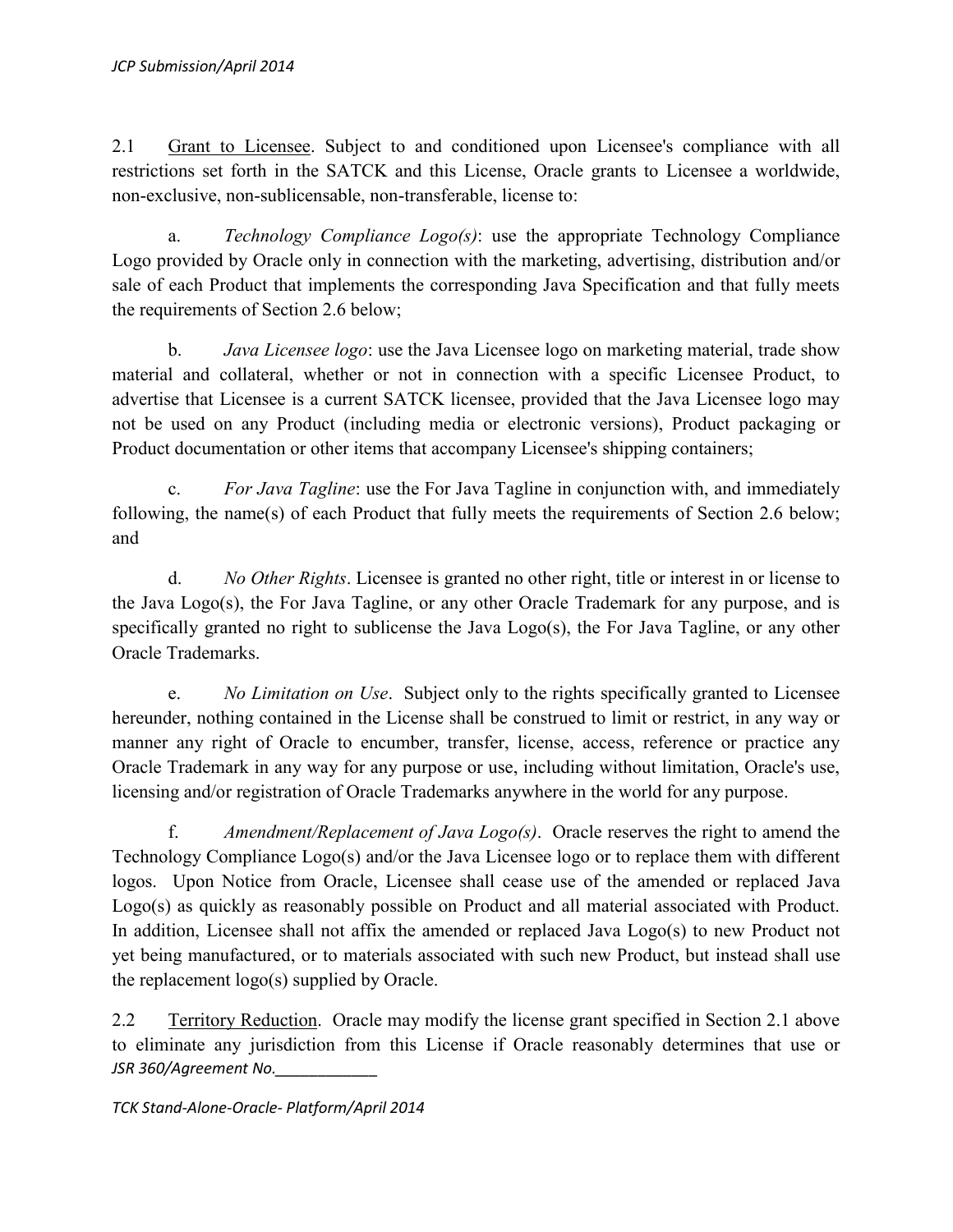2.1 Grant to Licensee. Subject to and conditioned upon Licensee's compliance with all restrictions set forth in the SATCK and this License, Oracle grants to Licensee a worldwide, non-exclusive, non-sublicensable, non-transferable, license to:

a. *Technology Compliance Logo(s)*: use the appropriate Technology Compliance Logo provided by Oracle only in connection with the marketing, advertising, distribution and/or sale of each Product that implements the corresponding Java Specification and that fully meets the requirements of Section 2.6 below;

b. *Java Licensee logo*: use the Java Licensee logo on marketing material, trade show material and collateral, whether or not in connection with a specific Licensee Product, to advertise that Licensee is a current SATCK licensee, provided that the Java Licensee logo may not be used on any Product (including media or electronic versions), Product packaging or Product documentation or other items that accompany Licensee's shipping containers;

c. *For Java Tagline*: use the For Java Tagline in conjunction with, and immediately following, the name(s) of each Product that fully meets the requirements of Section 2.6 below; and

d. *No Other Rights*. Licensee is granted no other right, title or interest in or license to the Java Logo(s), the For Java Tagline, or any other Oracle Trademark for any purpose, and is specifically granted no right to sublicense the Java Logo(s), the For Java Tagline, or any other Oracle Trademarks.

e. *No Limitation on Use*. Subject only to the rights specifically granted to Licensee hereunder, nothing contained in the License shall be construed to limit or restrict, in any way or manner any right of Oracle to encumber, transfer, license, access, reference or practice any Oracle Trademark in any way for any purpose or use, including without limitation, Oracle's use, licensing and/or registration of Oracle Trademarks anywhere in the world for any purpose.

f. *Amendment/Replacement of Java Logo(s)*. Oracle reserves the right to amend the Technology Compliance Logo(s) and/or the Java Licensee logo or to replace them with different logos. Upon Notice from Oracle, Licensee shall cease use of the amended or replaced Java Logo(s) as quickly as reasonably possible on Product and all material associated with Product. In addition, Licensee shall not affix the amended or replaced Java Logo(s) to new Product not yet being manufactured, or to materials associated with such new Product, but instead shall use the replacement logo(s) supplied by Oracle.

2.2 Territory Reduction. Oracle may modify the license grant specified in Section 2.1 above to eliminate any jurisdiction from this License if Oracle reasonably determines that use or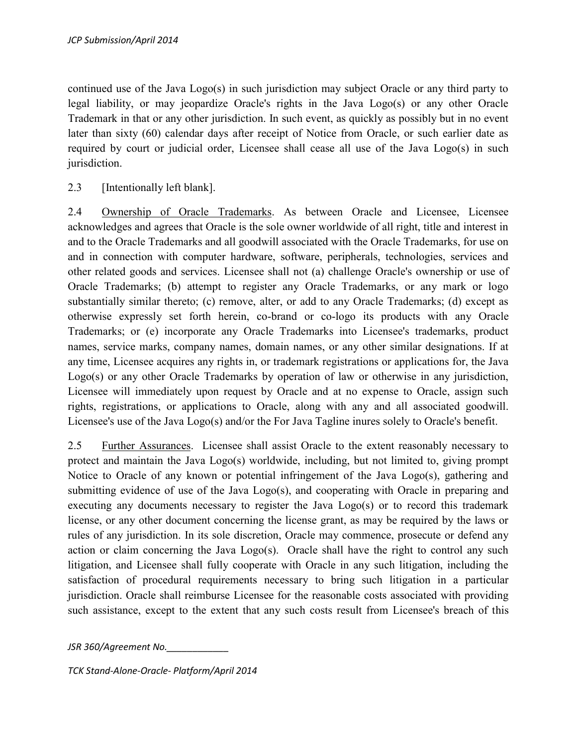continued use of the Java Logo(s) in such jurisdiction may subject Oracle or any third party to legal liability, or may jeopardize Oracle's rights in the Java Logo(s) or any other Oracle Trademark in that or any other jurisdiction. In such event, as quickly as possibly but in no event later than sixty (60) calendar days after receipt of Notice from Oracle, or such earlier date as required by court or judicial order, Licensee shall cease all use of the Java Logo(s) in such jurisdiction.

2.3 [Intentionally left blank].

2.4 Ownership of Oracle Trademarks. As between Oracle and Licensee, Licensee acknowledges and agrees that Oracle is the sole owner worldwide of all right, title and interest in and to the Oracle Trademarks and all goodwill associated with the Oracle Trademarks, for use on and in connection with computer hardware, software, peripherals, technologies, services and other related goods and services. Licensee shall not (a) challenge Oracle's ownership or use of Oracle Trademarks; (b) attempt to register any Oracle Trademarks, or any mark or logo substantially similar thereto; (c) remove, alter, or add to any Oracle Trademarks; (d) except as otherwise expressly set forth herein, co-brand or co-logo its products with any Oracle Trademarks; or (e) incorporate any Oracle Trademarks into Licensee's trademarks, product names, service marks, company names, domain names, or any other similar designations. If at any time, Licensee acquires any rights in, or trademark registrations or applications for, the Java Logo(s) or any other Oracle Trademarks by operation of law or otherwise in any jurisdiction, Licensee will immediately upon request by Oracle and at no expense to Oracle, assign such rights, registrations, or applications to Oracle, along with any and all associated goodwill. Licensee's use of the Java Logo(s) and/or the For Java Tagline inures solely to Oracle's benefit.

2.5 Further Assurances. Licensee shall assist Oracle to the extent reasonably necessary to protect and maintain the Java Logo(s) worldwide, including, but not limited to, giving prompt Notice to Oracle of any known or potential infringement of the Java Logo(s), gathering and submitting evidence of use of the Java Logo(s), and cooperating with Oracle in preparing and executing any documents necessary to register the Java Logo(s) or to record this trademark license, or any other document concerning the license grant, as may be required by the laws or rules of any jurisdiction. In its sole discretion, Oracle may commence, prosecute or defend any action or claim concerning the Java Logo(s). Oracle shall have the right to control any such litigation, and Licensee shall fully cooperate with Oracle in any such litigation, including the satisfaction of procedural requirements necessary to bring such litigation in a particular jurisdiction. Oracle shall reimburse Licensee for the reasonable costs associated with providing such assistance, except to the extent that any such costs result from Licensee's breach of this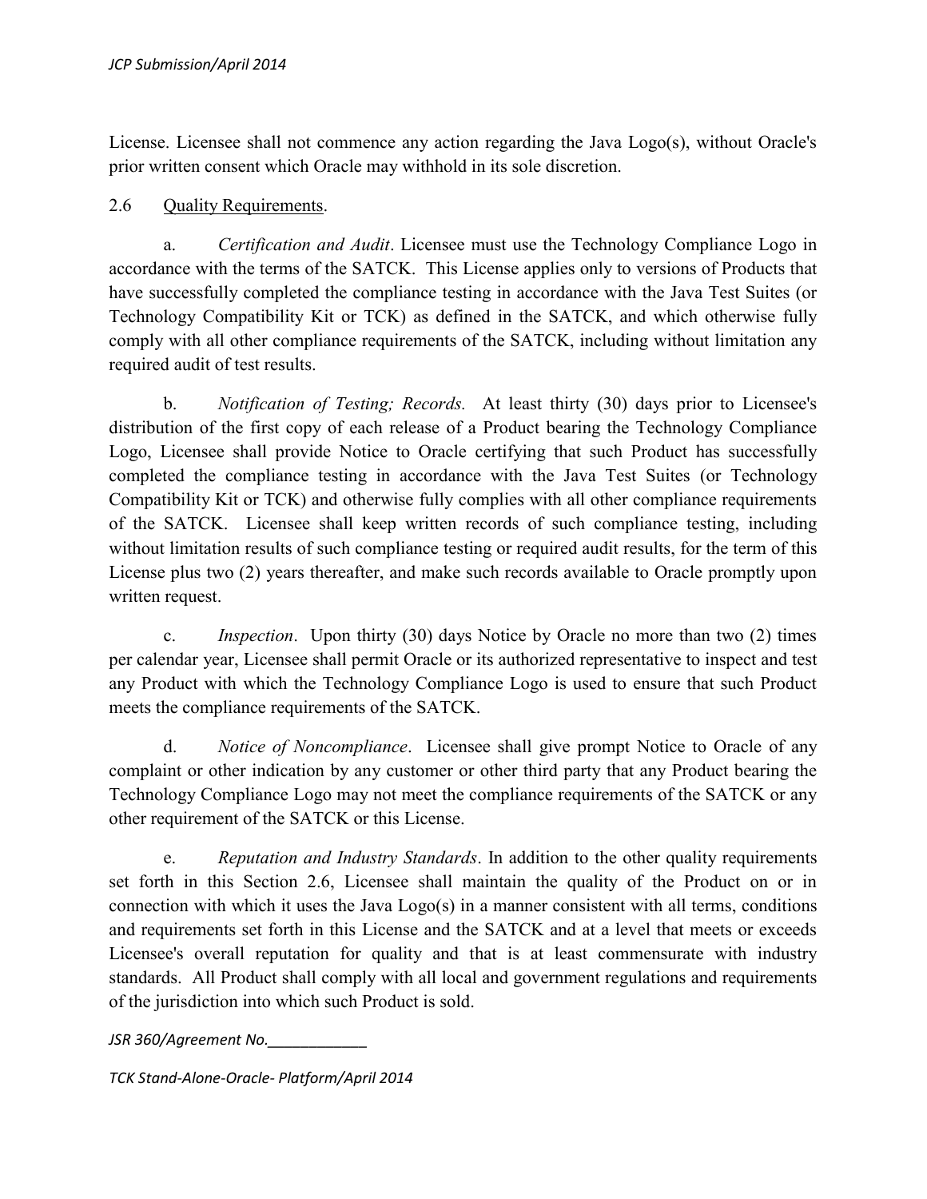License. Licensee shall not commence any action regarding the Java Logo(s), without Oracle's prior written consent which Oracle may withhold in its sole discretion.

2.6 Quality Requirements.

a. *Certification and Audit*. Licensee must use the Technology Compliance Logo in accordance with the terms of the SATCK. This License applies only to versions of Products that have successfully completed the compliance testing in accordance with the Java Test Suites (or Technology Compatibility Kit or TCK) as defined in the SATCK, and which otherwise fully comply with all other compliance requirements of the SATCK, including without limitation any required audit of test results.

b. *Notification of Testing; Records.* At least thirty (30) days prior to Licensee's distribution of the first copy of each release of a Product bearing the Technology Compliance Logo, Licensee shall provide Notice to Oracle certifying that such Product has successfully completed the compliance testing in accordance with the Java Test Suites (or Technology Compatibility Kit or TCK) and otherwise fully complies with all other compliance requirements of the SATCK. Licensee shall keep written records of such compliance testing, including without limitation results of such compliance testing or required audit results, for the term of this License plus two (2) years thereafter, and make such records available to Oracle promptly upon written request.

c. *Inspection*. Upon thirty (30) days Notice by Oracle no more than two (2) times per calendar year, Licensee shall permit Oracle or its authorized representative to inspect and test any Product with which the Technology Compliance Logo is used to ensure that such Product meets the compliance requirements of the SATCK.

d. *Notice of Noncompliance*. Licensee shall give prompt Notice to Oracle of any complaint or other indication by any customer or other third party that any Product bearing the Technology Compliance Logo may not meet the compliance requirements of the SATCK or any other requirement of the SATCK or this License.

e. *Reputation and Industry Standards*. In addition to the other quality requirements set forth in this Section 2.6, Licensee shall maintain the quality of the Product on or in connection with which it uses the Java Logo(s) in a manner consistent with all terms, conditions and requirements set forth in this License and the SATCK and at a level that meets or exceeds Licensee's overall reputation for quality and that is at least commensurate with industry standards. All Product shall comply with all local and government regulations and requirements of the jurisdiction into which such Product is sold.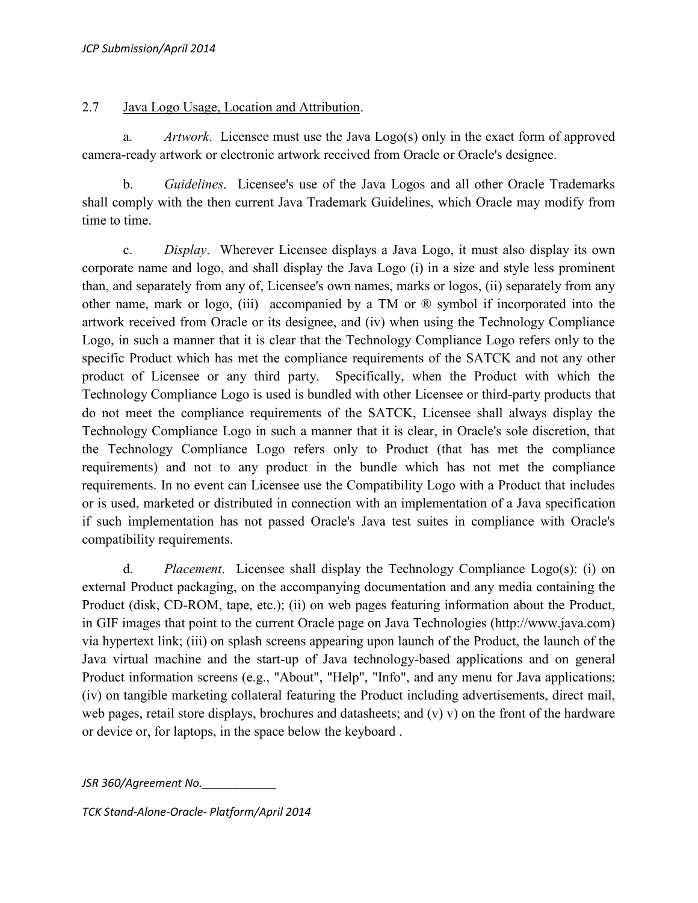2.7 <u>Java Logo Usage, Location and Attribution</u>.

a. *Artwork*. Licensee must use the Java Logo(s) only in the exact form of approved camera-ready artwork or electronic artwork received from Oracle or Oracle's designee.

b. *Guidelines*. Licensee's use of the Java Logos and all other Oracle Trademarks shall comply with the then current Java Trademark Guidelines, which Oracle may modify from time to time.

c. *Display*. Wherever Licensee displays a Java Logo, it must also display its own corporate name and logo, and shall display the Java Logo (i) in a size and style less prominent than, and separately from any of, Licensee's own names, marks or logos, (ii) separately from any other name, mark or logo, (iii) accompanied by a TM or ® symbol if incorporated into the artwork received from Oracle or its designee, and (iv) when using the Technology Compliance Logo, in such a manner that it is clear that the Technology Compliance Logo refers only to the specific Product which has met the compliance requirements of the SATCK and not any other product of Licensee or any third party. Specifically, when the Product with which the Technology Compliance Logo is used is bundled with other Licensee or third-party products that do not meet the compliance requirements of the SATCK, Licensee shall always display the Technology Compliance Logo in such a manner that it is clear, in Oracle's sole discretion, that the Technology Compliance Logo refers only to Product (that has met the compliance requirements) and not to any product in the bundle which has not met the compliance requirements. In no event can Licensee use the Compatibility Logo with a Product that includes or is used, marketed or distributed in connection with an implementation of a Java specification if such implementation has not passed Oracle's Java test suites in compliance with Oracle's compatibility requirements.

d. *Placement*. Licensee shall display the Technology Compliance Logo(s): (i) on external Product packaging, on the accompanying documentation and any media containing the Product (disk, CD-ROM, tape, etc.); (ii) on web pages featuring information about the Product, in GIF images that point to the current Oracle page on Java Technologies (http://www.java.com) via hypertext link; (iii) on splash screens appearing upon launch of the Product, the launch of the Java virtual machine and the start-up of Java technology-based applications and on general Product information screens (e.g., "About", "Help", "Info", and any menu for Java applications; (iv) on tangible marketing collateral featuring the Product including advertisements, direct mail, web pages, retail store displays, brochures and datasheets; and (v) v) on the front of the hardware or device or, for laptops, in the space below the keyboard .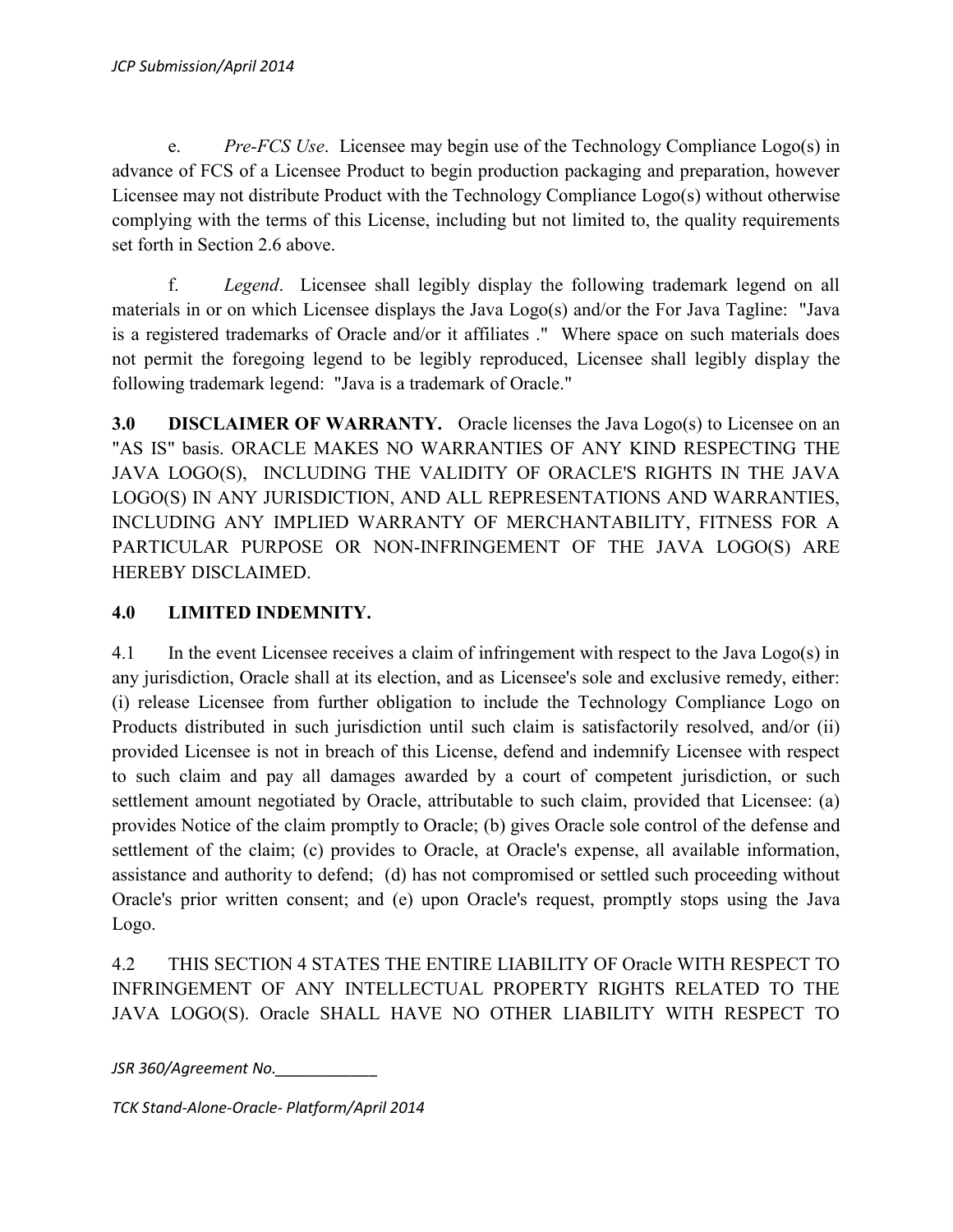e. *Pre-FCS Use*. Licensee may begin use of the Technology Compliance Logo(s) in advance of FCS of a Licensee Product to begin production packaging and preparation, however Licensee may not distribute Product with the Technology Compliance Logo(s) without otherwise complying with the terms of this License, including but not limited to, the quality requirements set forth in Section 2.6 above.

f. *Legend*. Licensee shall legibly display the following trademark legend on all materials in or on which Licensee displays the Java Logo(s) and/or the For Java Tagline: "Java is a registered trademarks of Oracle and/or it affiliates ." Where space on such materials does not permit the foregoing legend to be legibly reproduced, Licensee shall legibly display the following trademark legend: "Java is a trademark of Oracle."

**3.0 DISCLAIMER OF WARRANTY.** Oracle licenses the Java Logo(s) to Licensee on an "AS IS" basis. ORACLE MAKES NO WARRANTIES OF ANY KIND RESPECTING THE JAVA LOGO(S), INCLUDING THE VALIDITY OF ORACLE'S RIGHTS IN THE JAVA LOGO(S) IN ANY JURISDICTION, AND ALL REPRESENTATIONS AND WARRANTIES, INCLUDING ANY IMPLIED WARRANTY OF MERCHANTABILITY, FITNESS FOR A PARTICULAR PURPOSE OR NON-INFRINGEMENT OF THE JAVA LOGO(S) ARE HEREBY DISCLAIMED.

**4.0 LIMITED INDEMNITY.**

4.1 In the event Licensee receives a claim of infringement with respect to the Java Logo(s) in any jurisdiction, Oracle shall at its election, and as Licensee's sole and exclusive remedy, either: (i) release Licensee from further obligation to include the Technology Compliance Logo on Products distributed in such jurisdiction until such claim is satisfactorily resolved, and/or (ii) provided Licensee is not in breach of this License, defend and indemnify Licensee with respect to such claim and pay all damages awarded by a court of competent jurisdiction, or such settlement amount negotiated by Oracle, attributable to such claim, provided that Licensee: (a) provides Notice of the claim promptly to Oracle; (b) gives Oracle sole control of the defense and settlement of the claim; (c) provides to Oracle, at Oracle's expense, all available information, assistance and authority to defend; (d) has not compromised or settled such proceeding without Oracle's prior written consent; and (e) upon Oracle's request, promptly stops using the Java Logo.

4.2 THIS SECTION 4 STATES THE ENTIRE LIABILITY OF Oracle WITH RESPECT TO INFRINGEMENT OF ANY INTELLECTUAL PROPERTY RIGHTS RELATED TO THE JAVA LOGO(S). Oracle SHALL HAVE NO OTHER LIABILITY WITH RESPECT TO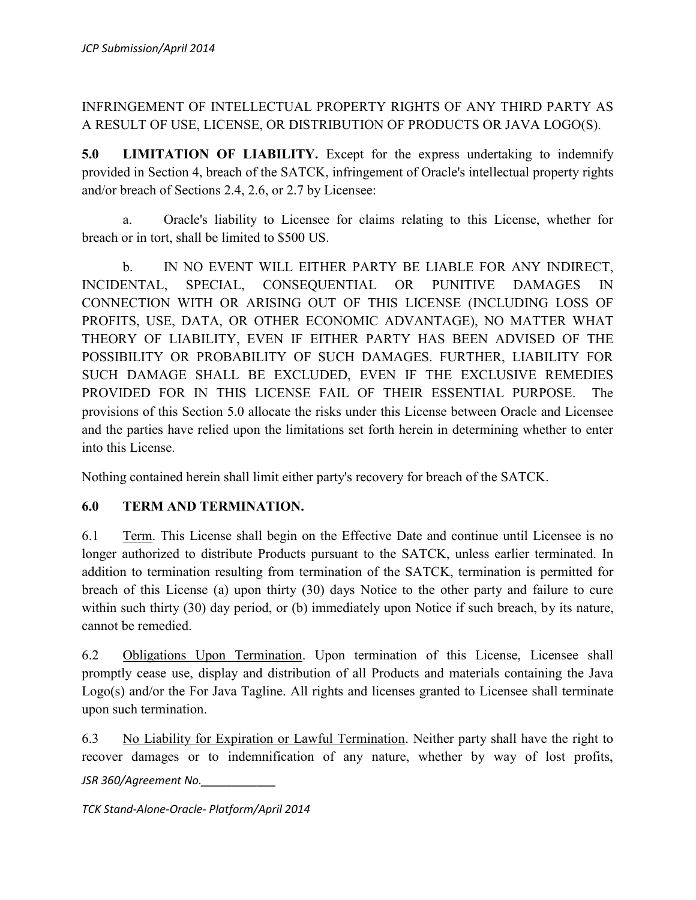INFRINGEMENT OF INTELLECTUAL PROPERTY RIGHTS OF ANY THIRD PARTY AS A RESULT OF USE, LICENSE, OR DISTRIBUTION OF PRODUCTS OR JAVA LOGO(S).

**5.0 LIMITATION OF LIABILITY.** Except for the express undertaking to indemnify provided in Section 4, breach of the SATCK, infringement of Oracle's intellectual property rights and/or breach of Sections 2.4, 2.6, or 2.7 by Licensee:

a. Oracle's liability to Licensee for claims relating to this License, whether for breach or in tort, shall be limited to $500 US.

b. IN NO EVENT WILL EITHER PARTY BE LIABLE FOR ANY INDIRECT, INCIDENTAL, SPECIAL, CONSEQUENTIAL OR PUNITIVE DAMAGES IN CONNECTION WITH OR ARISING OUT OF THIS LICENSE (INCLUDING LOSS OF PROFITS, USE, DATA, OR OTHER ECONOMIC ADVANTAGE), NO MATTER WHAT THEORY OF LIABILITY, EVEN IF EITHER PARTY HAS BEEN ADVISED OF THE POSSIBILITY OR PROBABILITY OF SUCH DAMAGES. FURTHER, LIABILITY FOR SUCH DAMAGE SHALL BE EXCLUDED, EVEN IF THE EXCLUSIVE REMEDIES PROVIDED FOR IN THIS LICENSE FAIL OF THEIR ESSENTIAL PURPOSE. The provisions of this Section 5.0 allocate the risks under this License between Oracle and Licensee and the parties have relied upon the limitations set forth herein in determining whether to enter into this License.

Nothing contained herein shall limit either party's recovery for breach of the SATCK.

**6.0 TERM AND TERMINATION.**

6.1 Term. This License shall begin on the Effective Date and continue until Licensee is no longer authorized to distribute Products pursuant to the SATCK, unless earlier terminated. In addition to termination resulting from termination of the SATCK, termination is permitted for breach of this License (a) upon thirty (30) days Notice to the other party and failure to cure within such thirty (30) day period, or (b) immediately upon Notice if such breach, by its nature, cannot be remedied.

6.2 Obligations Upon Termination. Upon termination of this License, Licensee shall promptly cease use, display and distribution of all Products and materials containing the Java Logo(s) and/or the For Java Tagline. All rights and licenses granted to Licensee shall terminate upon such termination.

6.3 No Liability for Expiration or Lawful Termination. Neither party shall have the right to recover damages or to indemnification of any nature, whether by way of lost profits,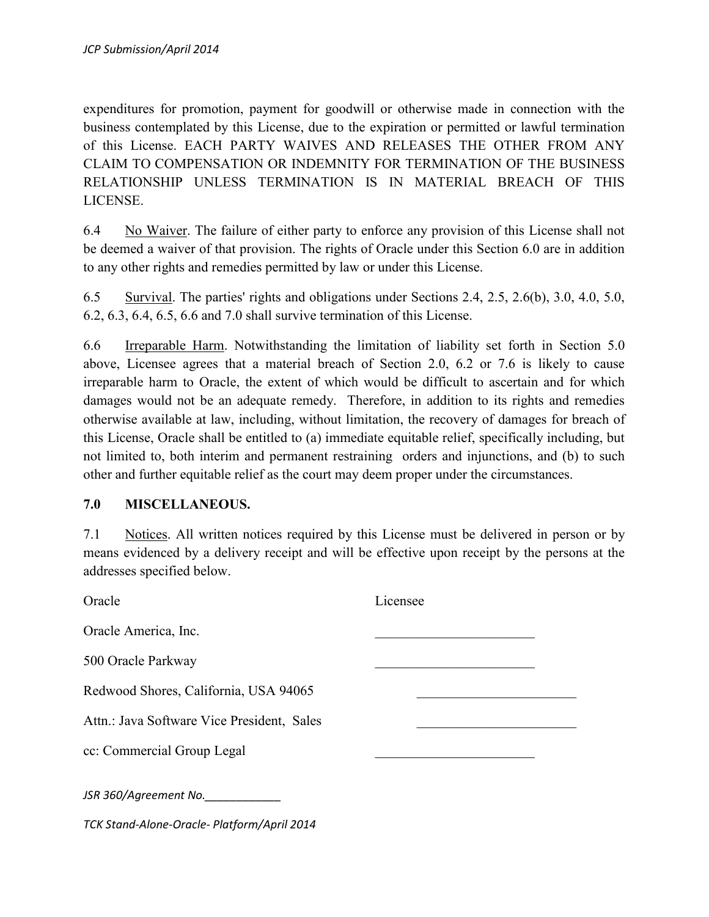expenditures for promotion, payment for goodwill or otherwise made in connection with the business contemplated by this License, due to the expiration or permitted or lawful termination of this License. EACH PARTY WAIVES AND RELEASES THE OTHER FROM ANY CLAIM TO COMPENSATION OR INDEMNITY FOR TERMINATION OF THE BUSINESS RELATIONSHIP UNLESS TERMINATION IS IN MATERIAL BREACH OF THIS LICENSE.

6.4 No Waiver. The failure of either party to enforce any provision of this License shall not be deemed a waiver of that provision. The rights of Oracle under this Section 6.0 are in addition to any other rights and remedies permitted by law or under this License.

6.5 Survival. The parties' rights and obligations under Sections 2.4, 2.5, 2.6(b), 3.0, 4.0, 5.0, 6.2, 6.3, 6.4, 6.5, 6.6 and 7.0 shall survive termination of this License.

6.6 Irreparable Harm. Notwithstanding the limitation of liability set forth in Section 5.0 above, Licensee agrees that a material breach of Section 2.0, 6.2 or 7.6 is likely to cause irreparable harm to Oracle, the extent of which would be difficult to ascertain and for which damages would not be an adequate remedy. Therefore, in addition to its rights and remedies otherwise available at law, including, without limitation, the recovery of damages for breach of this License, Oracle shall be entitled to (a) immediate equitable relief, specifically including, but not limited to, both interim and permanent restraining orders and injunctions, and (b) to such other and further equitable relief as the court may deem proper under the circumstances.

**7.0 MISCELLANEOUS.**

7.1 Notices. All written notices required by this License must be delivered in person or by means evidenced by a delivery receipt and will be effective upon receipt by the persons at the addresses specified below.

| Oracle | Licensee |
| --- | --- |
| Oracle America, Inc. | _______________________ |
| 500 Oracle Parkway | _______________________ |
| Redwood Shores, California, USA 94065 | _______________________ |
| Attn.: Java Software Vice President, Sales | _______________________ |
| cc: Commercial Group Legal | _______________________ |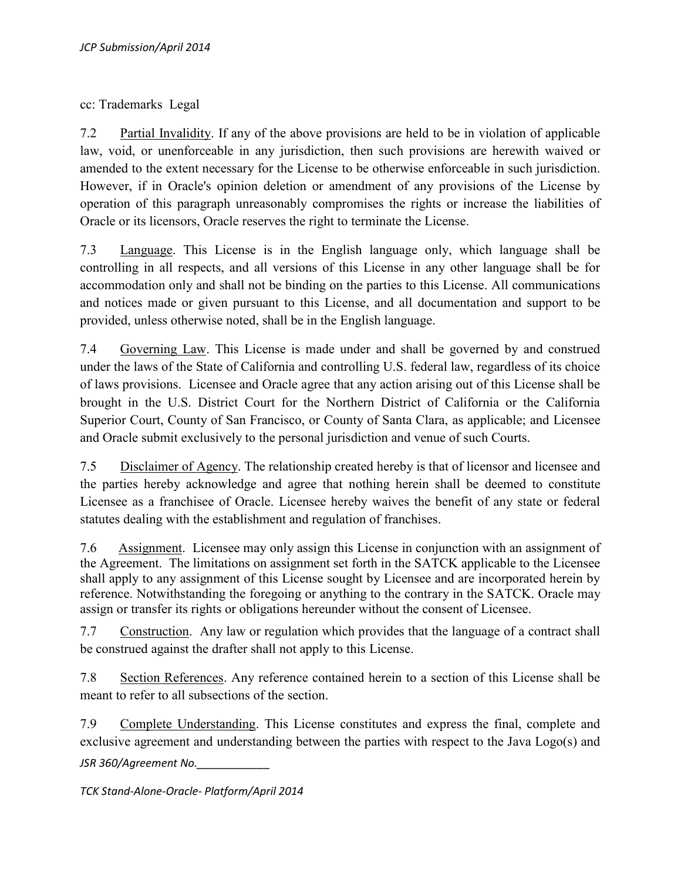cc: Trademarks Legal

7.2 Partial Invalidity. If any of the above provisions are held to be in violation of applicable law, void, or unenforceable in any jurisdiction, then such provisions are herewith waived or amended to the extent necessary for the License to be otherwise enforceable in such jurisdiction. However, if in Oracle's opinion deletion or amendment of any provisions of the License by operation of this paragraph unreasonably compromises the rights or increase the liabilities of Oracle or its licensors, Oracle reserves the right to terminate the License.

7.3 Language. This License is in the English language only, which language shall be controlling in all respects, and all versions of this License in any other language shall be for accommodation only and shall not be binding on the parties to this License. All communications and notices made or given pursuant to this License, and all documentation and support to be provided, unless otherwise noted, shall be in the English language.

7.4 Governing Law. This License is made under and shall be governed by and construed under the laws of the State of California and controlling U.S. federal law, regardless of its choice of laws provisions. Licensee and Oracle agree that any action arising out of this License shall be brought in the U.S. District Court for the Northern District of California or the California Superior Court, County of San Francisco, or County of Santa Clara, as applicable; and Licensee and Oracle submit exclusively to the personal jurisdiction and venue of such Courts.

7.5 Disclaimer of Agency. The relationship created hereby is that of licensor and licensee and the parties hereby acknowledge and agree that nothing herein shall be deemed to constitute Licensee as a franchisee of Oracle. Licensee hereby waives the benefit of any state or federal statutes dealing with the establishment and regulation of franchises.

7.6 Assignment. Licensee may only assign this License in conjunction with an assignment of the Agreement. The limitations on assignment set forth in the SATCK applicable to the Licensee shall apply to any assignment of this License sought by Licensee and are incorporated herein by reference. Notwithstanding the foregoing or anything to the contrary in the SATCK. Oracle may assign or transfer its rights or obligations hereunder without the consent of Licensee.

7.7 Construction. Any law or regulation which provides that the language of a contract shall be construed against the drafter shall not apply to this License.

7.8 Section References. Any reference contained herein to a section of this License shall be meant to refer to all subsections of the section.

7.9 Complete Understanding. This License constitutes and express the final, complete and exclusive agreement and understanding between the parties with respect to the Java Logo(s) and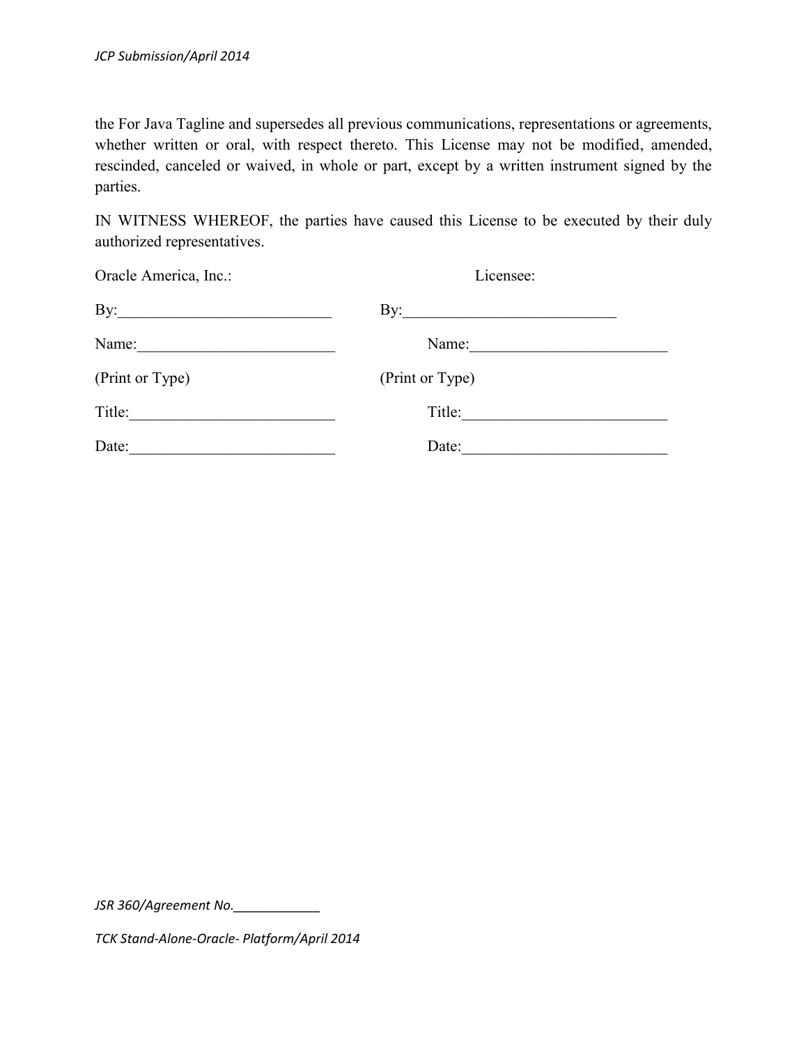the For Java Tagline and supersedes all previous communications, representations or agreements, whether written or oral, with respect thereto. This License may not be modified, amended, rescinded, canceled or waived, in whole or part, except by a written instrument signed by the parties.

IN WITNESS WHEREOF, the parties have caused this License to be executed by their duly authorized representatives.

| Oracle America, Inc.: | Licensee: |
|---|---|
| By:__________________________ | By:__________________________ |
| Name:________________________ | Name:________________________ |
| (Print or Type) | (Print or Type) |
| Title:________________________ | Title:________________________ |
| Date:________________________ | Date:________________________ |

*JSR 360/Agreement No.____________*

*TCK Stand-Alone-Oracle- Platform/April 2014*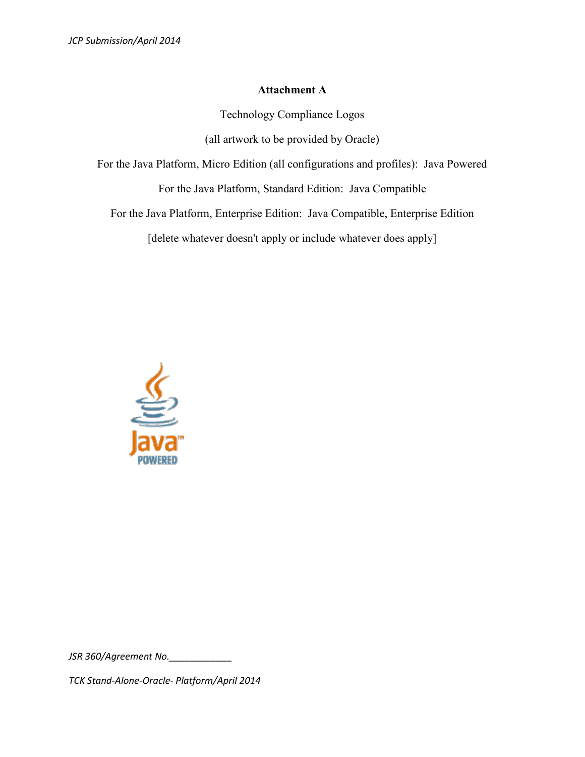**Attachment A**

Technology Compliance Logos

(all artwork to be provided by Oracle)

For the Java Platform, Micro Edition (all configurations and profiles): Java Powered

For the Java Platform, Standard Edition: Java Compatible

For the Java Platform, Enterprise Edition: Java Compatible, Enterprise Edition

[delete whatever doesn't apply or include whatever does apply]

*JSR 360/Agreement No.____________*

*TCK Stand-Alone-Oracle- Platform/April 2014*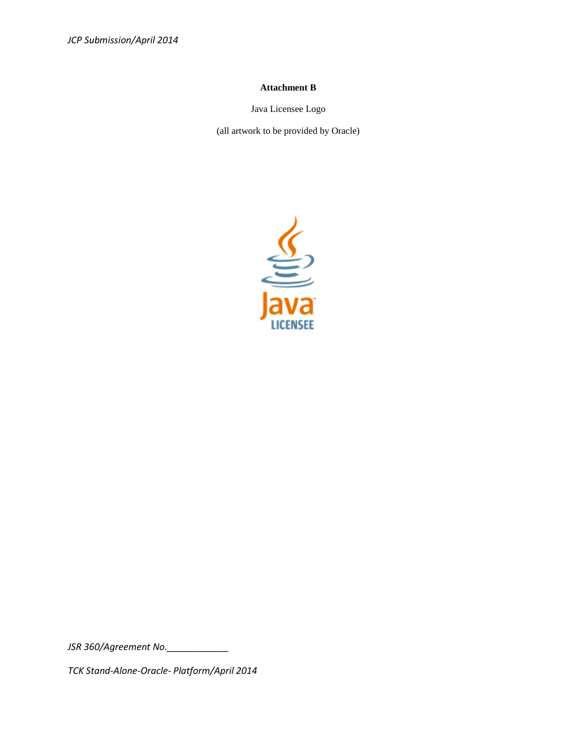**Attachment B**

Java Licensee Logo

(all artwork to be provided by Oracle)

*JSR 360/Agreement No.____________*

*TCK Stand-Alone-Oracle- Platform/April 2014*